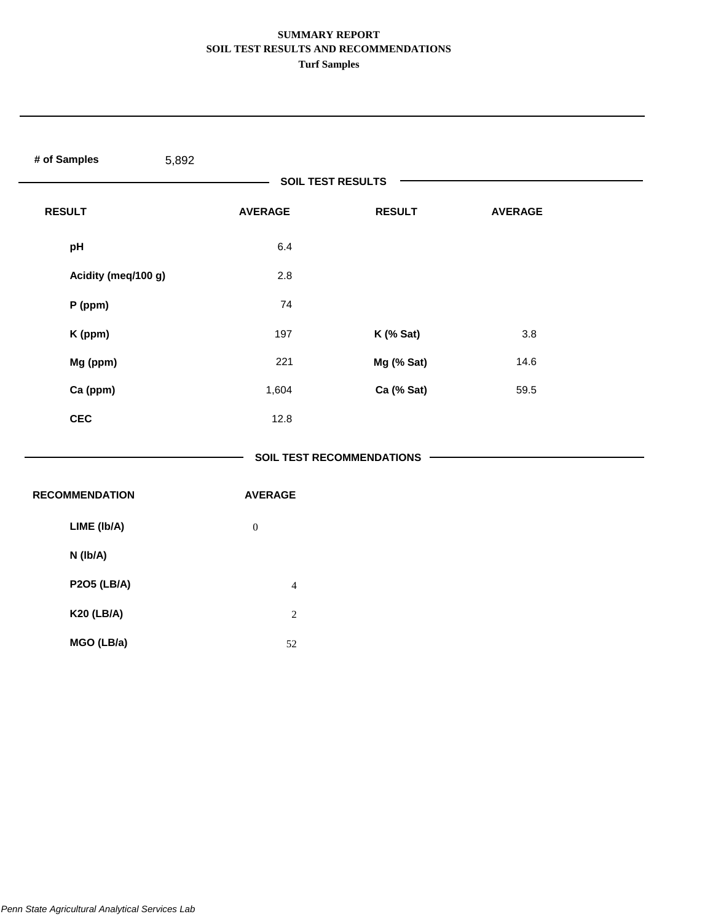# SUMMARY REPORT
## SOIL TEST RESULTS AND RECOMMENDATIONS
### Turf Samples

**# of Samples** 5,892

**SOIL TEST RESULTS**

| RESULT | AVERAGE | RESULT | AVERAGE |
|---|---|---|---|
| pH | 6.4 | | |
| Acidity (meq/100 g) | 2.8 | | |
| P (ppm) | 74 | | |
| K (ppm) | 197 | K (% Sat) | 3.8 |
| Mg (ppm) | 221 | Mg (% Sat) | 14.6 |
| Ca (ppm) | 1,604 | Ca (% Sat) | 59.5 |
| CEC | 12.8 | | |

**SOIL TEST RECOMMENDATIONS**

| RECOMMENDATION | AVERAGE |
|---|---|
| LIME (lb/A) | 0 |
| N (lb/A) | |
| P2O5 (LB/A) | 4 |
| K20 (LB/A) | 2 |
| MGO (LB/a) | 52 |

*Penn State Agricultural Analytical Services Lab*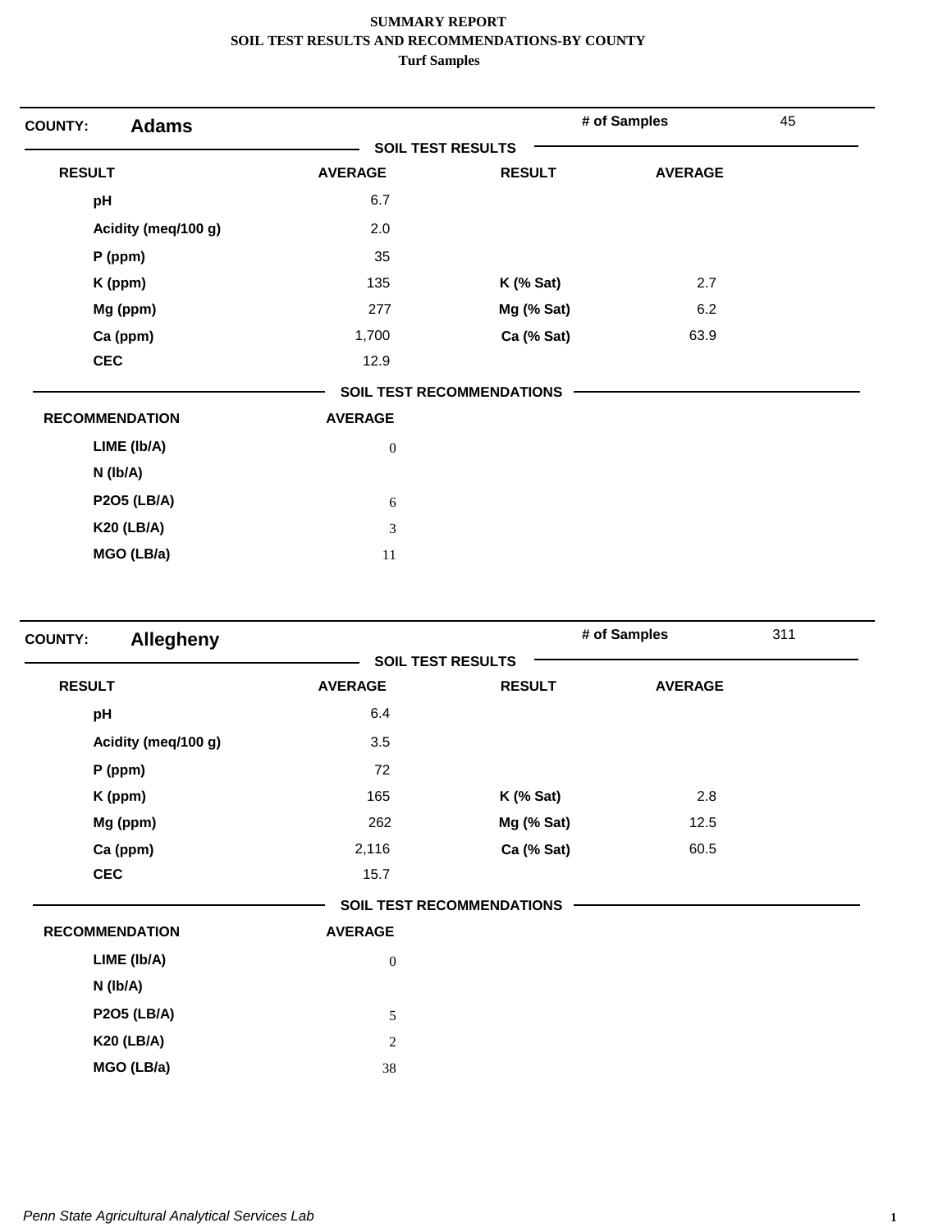**SUMMARY REPORT**
**SOIL TEST RESULTS AND RECOMMENDATIONS-BY COUNTY**
**Turf Samples**

## COUNTY: Adams

**# of Samples** 45

### SOIL TEST RESULTS

| RESULT | AVERAGE | RESULT | AVERAGE |
|---|---|---|---|
| pH | 6.7 | | |
| Acidity (meq/100 g) | 2.0 | | |
| P (ppm) | 35 | | |
| K (ppm) | 135 | K (% Sat) | 2.7 |
| Mg (ppm) | 277 | Mg (% Sat) | 6.2 |
| Ca (ppm) | 1,700 | Ca (% Sat) | 63.9 |
| CEC | 12.9 | | |

### SOIL TEST RECOMMENDATIONS

| RECOMMENDATION | AVERAGE |
|---|---|
| LIME (lb/A) | 0 |
| N (lb/A) | |
| P2O5 (LB/A) | 6 |
| K20 (LB/A) | 3 |
| MGO (LB/a) | 11 |

## COUNTY: Allegheny

**# of Samples** 311

### SOIL TEST RESULTS

| RESULT | AVERAGE | RESULT | AVERAGE |
|---|---|---|---|
| pH | 6.4 | | |
| Acidity (meq/100 g) | 3.5 | | |
| P (ppm) | 72 | | |
| K (ppm) | 165 | K (% Sat) | 2.8 |
| Mg (ppm) | 262 | Mg (% Sat) | 12.5 |
| Ca (ppm) | 2,116 | Ca (% Sat) | 60.5 |
| CEC | 15.7 | | |

### SOIL TEST RECOMMENDATIONS

| RECOMMENDATION | AVERAGE |
|---|---|
| LIME (lb/A) | 0 |
| N (lb/A) | |
| P2O5 (LB/A) | 5 |
| K20 (LB/A) | 2 |
| MGO (LB/a) | 38 |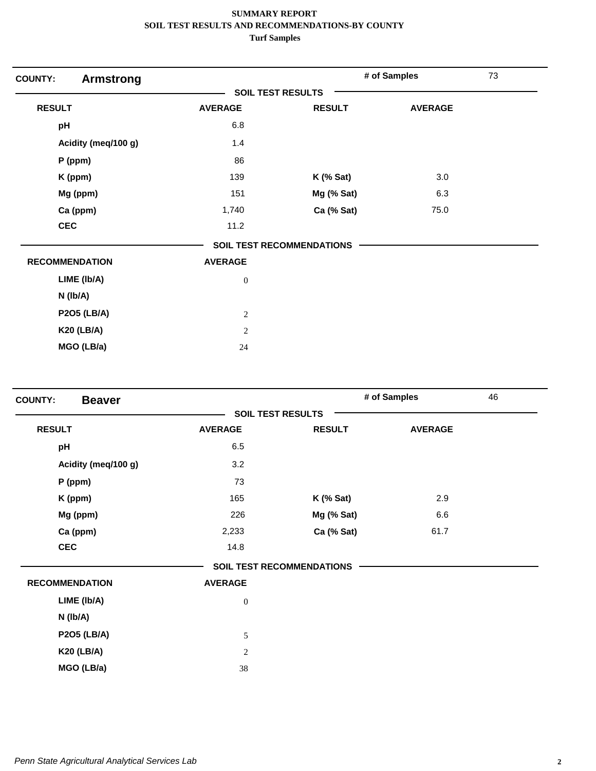**SUMMARY REPORT**
**SOIL TEST RESULTS AND RECOMMENDATIONS-BY COUNTY**
**Turf Samples**

**COUNTY:** **Armstrong** | **# of Samples** 73

**SOIL TEST RESULTS**

| RESULT | AVERAGE | RESULT | AVERAGE |
|---|---|---|---|
| pH | 6.8 | | |
| Acidity (meq/100 g) | 1.4 | | |
| P (ppm) | 86 | | |
| K (ppm) | 139 | K (% Sat) | 3.0 |
| Mg (ppm) | 151 | Mg (% Sat) | 6.3 |
| Ca (ppm) | 1,740 | Ca (% Sat) | 75.0 |
| CEC | 11.2 | | |

**SOIL TEST RECOMMENDATIONS**

| RECOMMENDATION | AVERAGE |
|---|---|
| LIME (lb/A) | 0 |
| N (lb/A) | |
| P2O5 (LB/A) | 2 |
| K20 (LB/A) | 2 |
| MGO (LB/a) | 24 |

**COUNTY:** **Beaver** | **# of Samples** 46

**SOIL TEST RESULTS**

| RESULT | AVERAGE | RESULT | AVERAGE |
|---|---|---|---|
| pH | 6.5 | | |
| Acidity (meq/100 g) | 3.2 | | |
| P (ppm) | 73 | | |
| K (ppm) | 165 | K (% Sat) | 2.9 |
| Mg (ppm) | 226 | Mg (% Sat) | 6.6 |
| Ca (ppm) | 2,233 | Ca (% Sat) | 61.7 |
| CEC | 14.8 | | |

**SOIL TEST RECOMMENDATIONS**

| RECOMMENDATION | AVERAGE |
|---|---|
| LIME (lb/A) | 0 |
| N (lb/A) | |
| P2O5 (LB/A) | 5 |
| K20 (LB/A) | 2 |
| MGO (LB/a) | 38 |

*Penn State Agricultural Analytical Services Lab*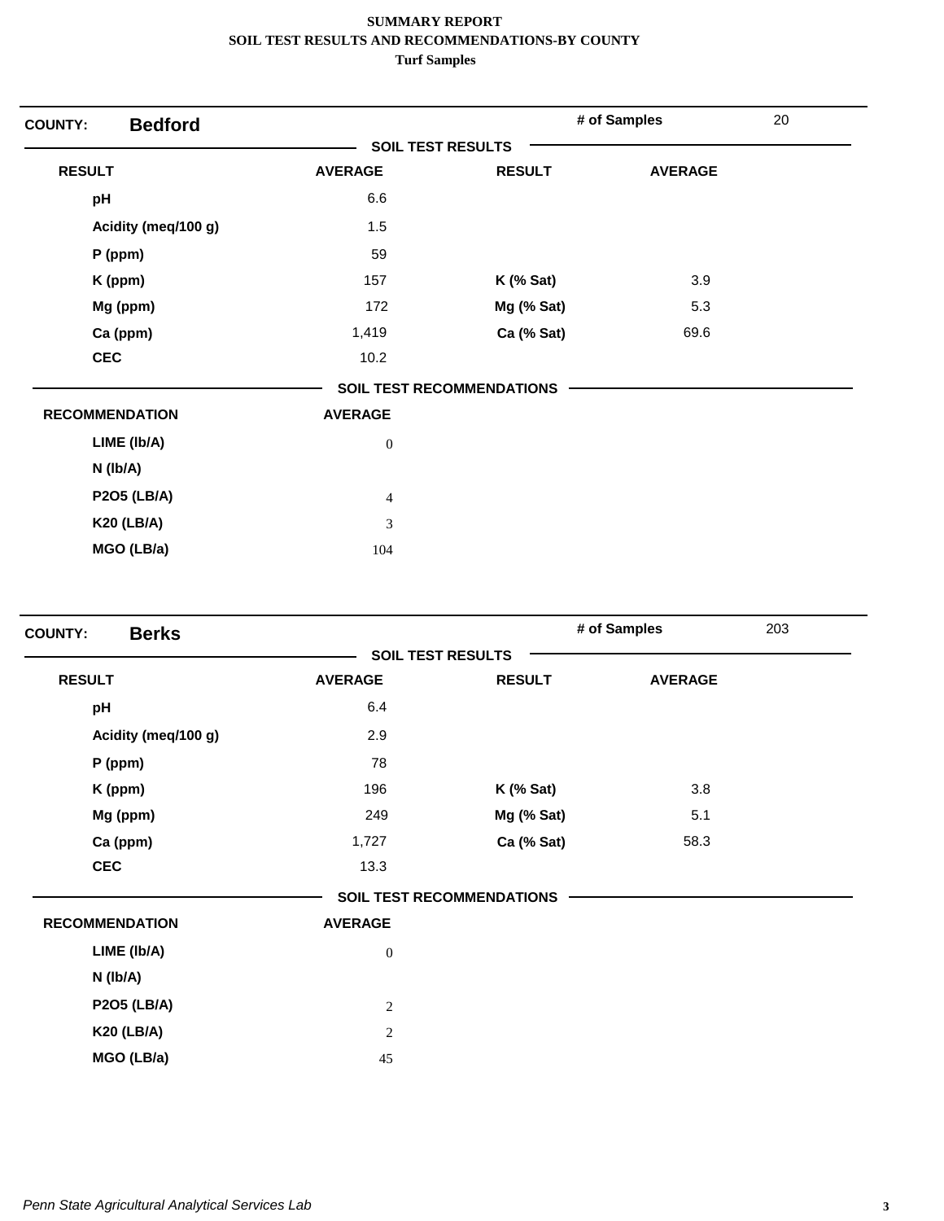**SUMMARY REPORT**
**SOIL TEST RESULTS AND RECOMMENDATIONS-BY COUNTY**
**Turf Samples**

**COUNTY:** **Bedford** | **# of Samples** 20

**SOIL TEST RESULTS**

| RESULT | AVERAGE | RESULT | AVERAGE |
|---|---|---|---|
| pH | 6.6 | | |
| Acidity (meq/100 g) | 1.5 | | |
| P (ppm) | 59 | | |
| K (ppm) | 157 | K (% Sat) | 3.9 |
| Mg (ppm) | 172 | Mg (% Sat) | 5.3 |
| Ca (ppm) | 1,419 | Ca (% Sat) | 69.6 |
| CEC | 10.2 | | |

**SOIL TEST RECOMMENDATIONS**

| RECOMMENDATION | AVERAGE |
|---|---|
| LIME (lb/A) | 0 |
| N (lb/A) | |
| P2O5 (LB/A) | 4 |
| K20 (LB/A) | 3 |
| MGO (LB/a) | 104 |

**COUNTY:** **Berks** | **# of Samples** 203

**SOIL TEST RESULTS**

| RESULT | AVERAGE | RESULT | AVERAGE |
|---|---|---|---|
| pH | 6.4 | | |
| Acidity (meq/100 g) | 2.9 | | |
| P (ppm) | 78 | | |
| K (ppm) | 196 | K (% Sat) | 3.8 |
| Mg (ppm) | 249 | Mg (% Sat) | 5.1 |
| Ca (ppm) | 1,727 | Ca (% Sat) | 58.3 |
| CEC | 13.3 | | |

**SOIL TEST RECOMMENDATIONS**

| RECOMMENDATION | AVERAGE |
|---|---|
| LIME (lb/A) | 0 |
| N (lb/A) | |
| P2O5 (LB/A) | 2 |
| K20 (LB/A) | 2 |
| MGO (LB/a) | 45 |

*Penn State Agricultural Analytical Services Lab*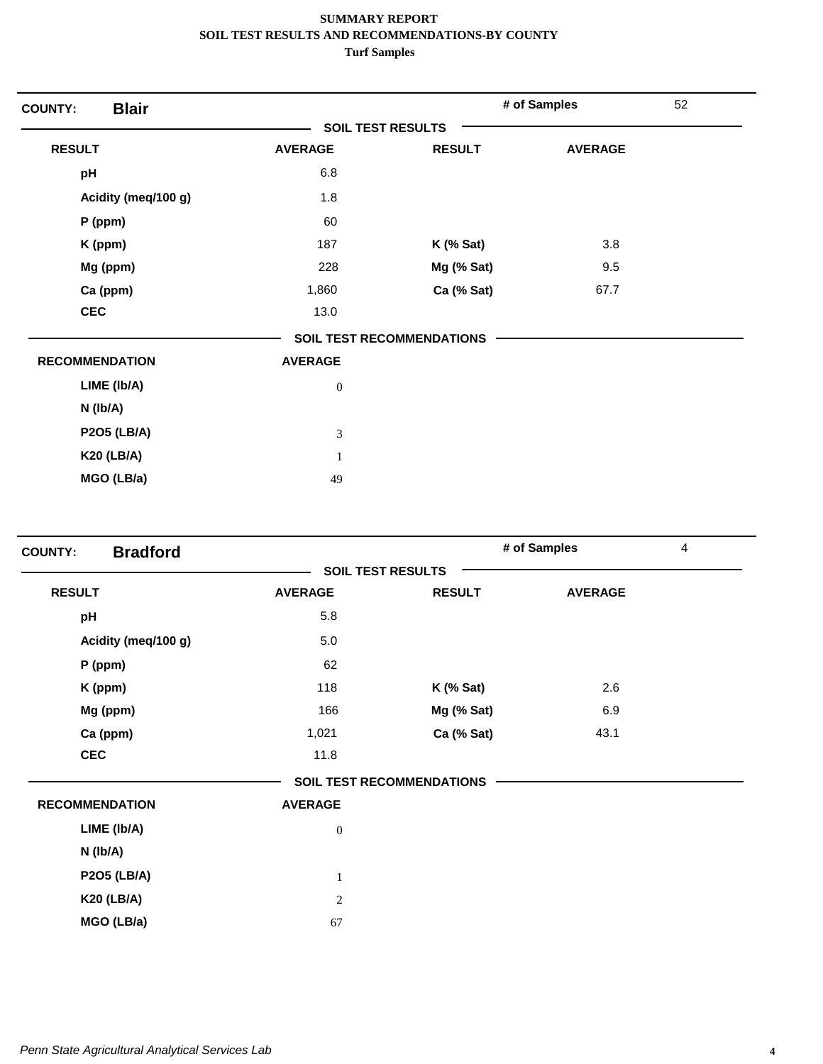**SUMMARY REPORT**
**SOIL TEST RESULTS AND RECOMMENDATIONS-BY COUNTY**
**Turf Samples**

**COUNTY: Blair** | **# of Samples** 52

**SOIL TEST RESULTS**

| RESULT | AVERAGE | RESULT | AVERAGE |
|---|---|---|---|
| pH | 6.8 | | |
| Acidity (meq/100 g) | 1.8 | | |
| P (ppm) | 60 | | |
| K (ppm) | 187 | K (% Sat) | 3.8 |
| Mg (ppm) | 228 | Mg (% Sat) | 9.5 |
| Ca (ppm) | 1,860 | Ca (% Sat) | 67.7 |
| CEC | 13.0 | | |

**SOIL TEST RECOMMENDATIONS**

| RECOMMENDATION | AVERAGE |
|---|---|
| LIME (lb/A) | 0 |
| N (lb/A) | |
| P2O5 (LB/A) | 3 |
| K20 (LB/A) | 1 |
| MGO (LB/a) | 49 |

**COUNTY: Bradford** | **# of Samples** 4

**SOIL TEST RESULTS**

| RESULT | AVERAGE | RESULT | AVERAGE |
|---|---|---|---|
| pH | 5.8 | | |
| Acidity (meq/100 g) | 5.0 | | |
| P (ppm) | 62 | | |
| K (ppm) | 118 | K (% Sat) | 2.6 |
| Mg (ppm) | 166 | Mg (% Sat) | 6.9 |
| Ca (ppm) | 1,021 | Ca (% Sat) | 43.1 |
| CEC | 11.8 | | |

**SOIL TEST RECOMMENDATIONS**

| RECOMMENDATION | AVERAGE |
|---|---|
| LIME (lb/A) | 0 |
| N (lb/A) | |
| P2O5 (LB/A) | 1 |
| K20 (LB/A) | 2 |
| MGO (LB/a) | 67 |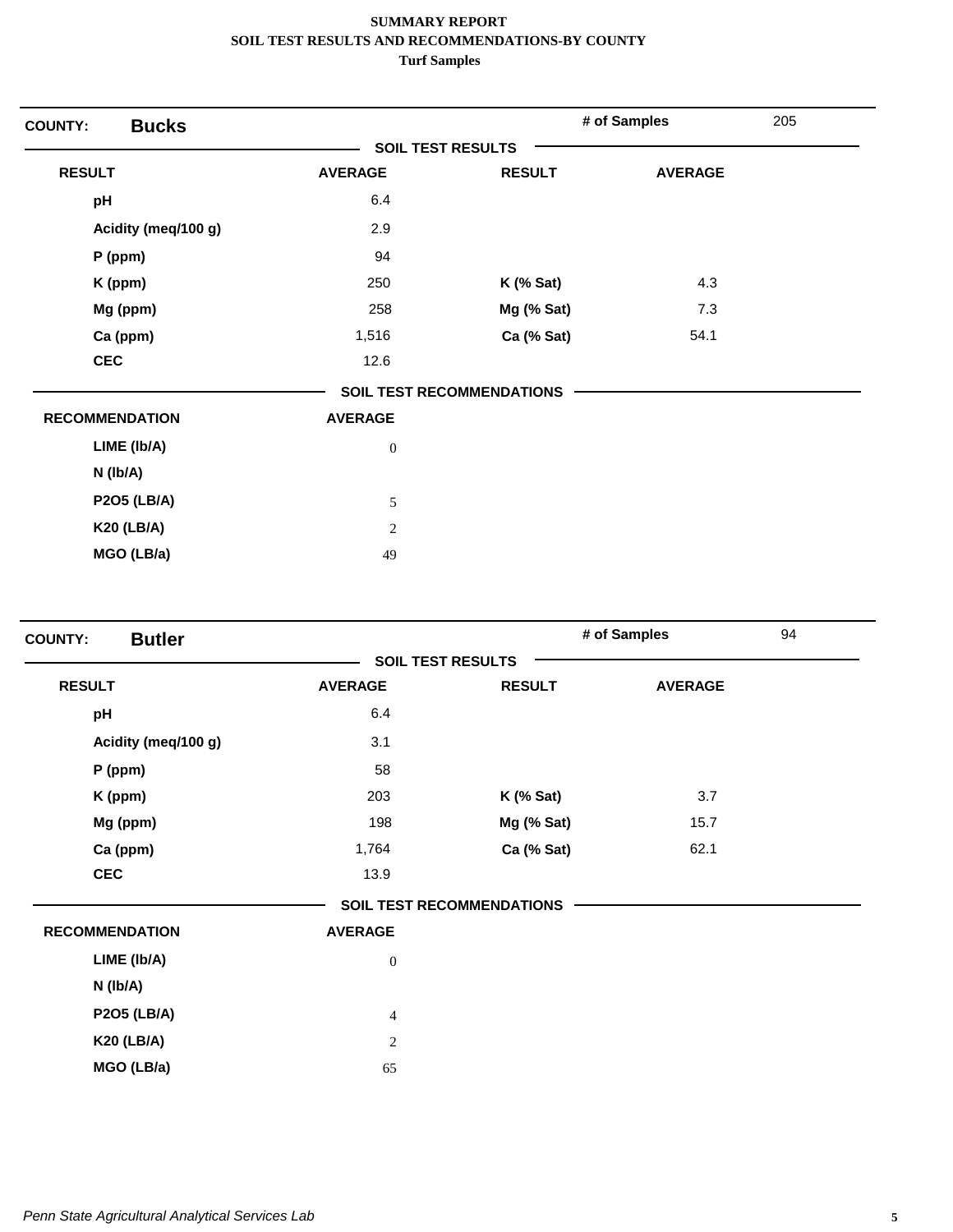**SUMMARY REPORT**
**SOIL TEST RESULTS AND RECOMMENDATIONS-BY COUNTY**
**Turf Samples**

## COUNTY: Bucks

**# of Samples** 205

### SOIL TEST RESULTS

| RESULT | AVERAGE | RESULT | AVERAGE |
|---|---|---|---|
| pH | 6.4 | | |
| Acidity (meq/100 g) | 2.9 | | |
| P (ppm) | 94 | | |
| K (ppm) | 250 | K (% Sat) | 4.3 |
| Mg (ppm) | 258 | Mg (% Sat) | 7.3 |
| Ca (ppm) | 1,516 | Ca (% Sat) | 54.1 |
| CEC | 12.6 | | |

### SOIL TEST RECOMMENDATIONS

| RECOMMENDATION | AVERAGE |
|---|---|
| LIME (lb/A) | 0 |
| N (lb/A) | |
| P2O5 (LB/A) | 5 |
| K20 (LB/A) | 2 |
| MGO (LB/a) | 49 |

## COUNTY: Butler

**# of Samples** 94

### SOIL TEST RESULTS

| RESULT | AVERAGE | RESULT | AVERAGE |
|---|---|---|---|
| pH | 6.4 | | |
| Acidity (meq/100 g) | 3.1 | | |
| P (ppm) | 58 | | |
| K (ppm) | 203 | K (% Sat) | 3.7 |
| Mg (ppm) | 198 | Mg (% Sat) | 15.7 |
| Ca (ppm) | 1,764 | Ca (% Sat) | 62.1 |
| CEC | 13.9 | | |

### SOIL TEST RECOMMENDATIONS

| RECOMMENDATION | AVERAGE |
|---|---|
| LIME (lb/A) | 0 |
| N (lb/A) | |
| P2O5 (LB/A) | 4 |
| K20 (LB/A) | 2 |
| MGO (LB/a) | 65 |

*Penn State Agricultural Analytical Services Lab*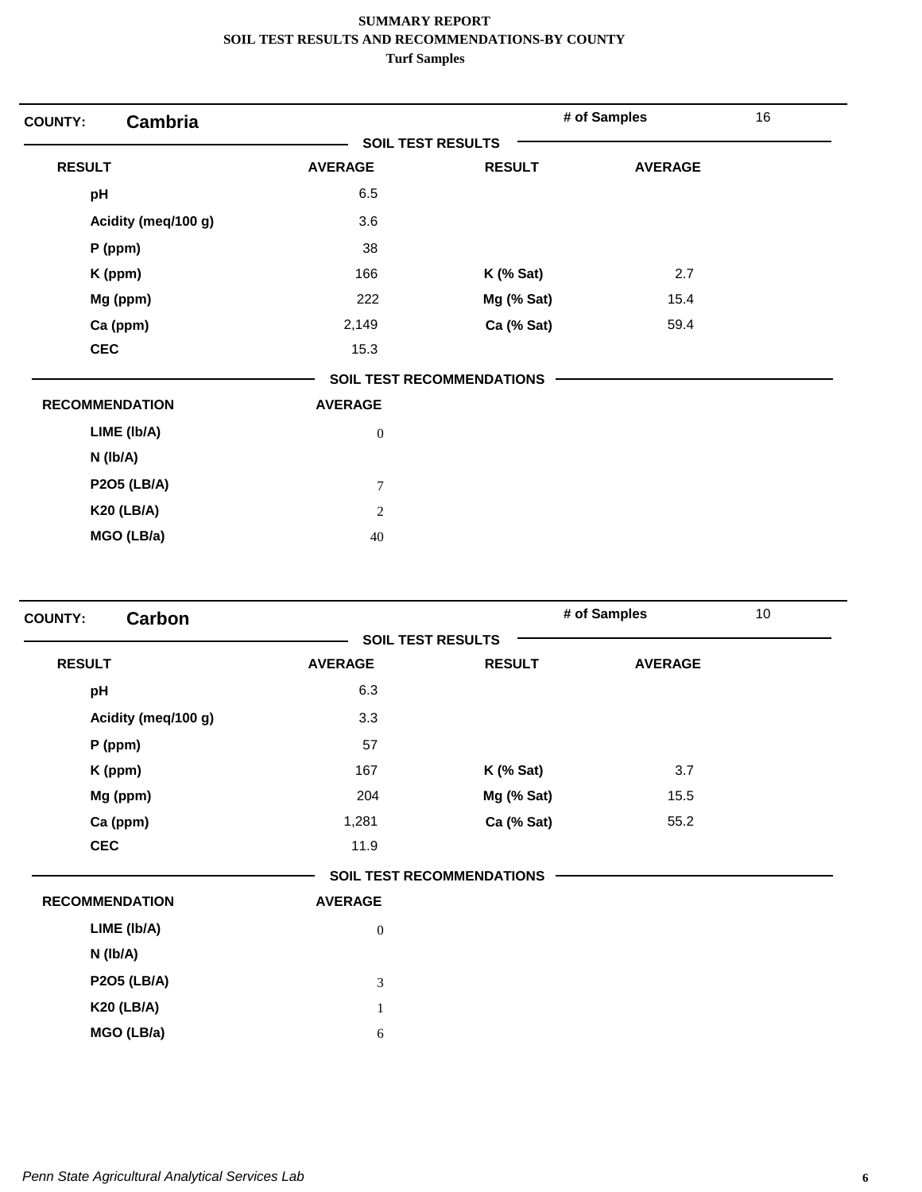**SUMMARY REPORT**
**SOIL TEST RESULTS AND RECOMMENDATIONS-BY COUNTY**
**Turf Samples**

## COUNTY: Cambria

**# of Samples** 16

### SOIL TEST RESULTS

| RESULT | AVERAGE | RESULT | AVERAGE |
|---|---|---|---|
| pH | 6.5 | | |
| Acidity (meq/100 g) | 3.6 | | |
| P (ppm) | 38 | | |
| K (ppm) | 166 | K (% Sat) | 2.7 |
| Mg (ppm) | 222 | Mg (% Sat) | 15.4 |
| Ca (ppm) | 2,149 | Ca (% Sat) | 59.4 |
| CEC | 15.3 | | |

### SOIL TEST RECOMMENDATIONS

| RECOMMENDATION | AVERAGE |
|---|---|
| LIME (lb/A) | 0 |
| N (lb/A) | |
| P2O5 (LB/A) | 7 |
| K20 (LB/A) | 2 |
| MGO (LB/a) | 40 |

## COUNTY: Carbon

**# of Samples** 10

### SOIL TEST RESULTS

| RESULT | AVERAGE | RESULT | AVERAGE |
|---|---|---|---|
| pH | 6.3 | | |
| Acidity (meq/100 g) | 3.3 | | |
| P (ppm) | 57 | | |
| K (ppm) | 167 | K (% Sat) | 3.7 |
| Mg (ppm) | 204 | Mg (% Sat) | 15.5 |
| Ca (ppm) | 1,281 | Ca (% Sat) | 55.2 |
| CEC | 11.9 | | |

### SOIL TEST RECOMMENDATIONS

| RECOMMENDATION | AVERAGE |
|---|---|
| LIME (lb/A) | 0 |
| N (lb/A) | |
| P2O5 (LB/A) | 3 |
| K20 (LB/A) | 1 |
| MGO (LB/a) | 6 |

*Penn State Agricultural Analytical Services Lab*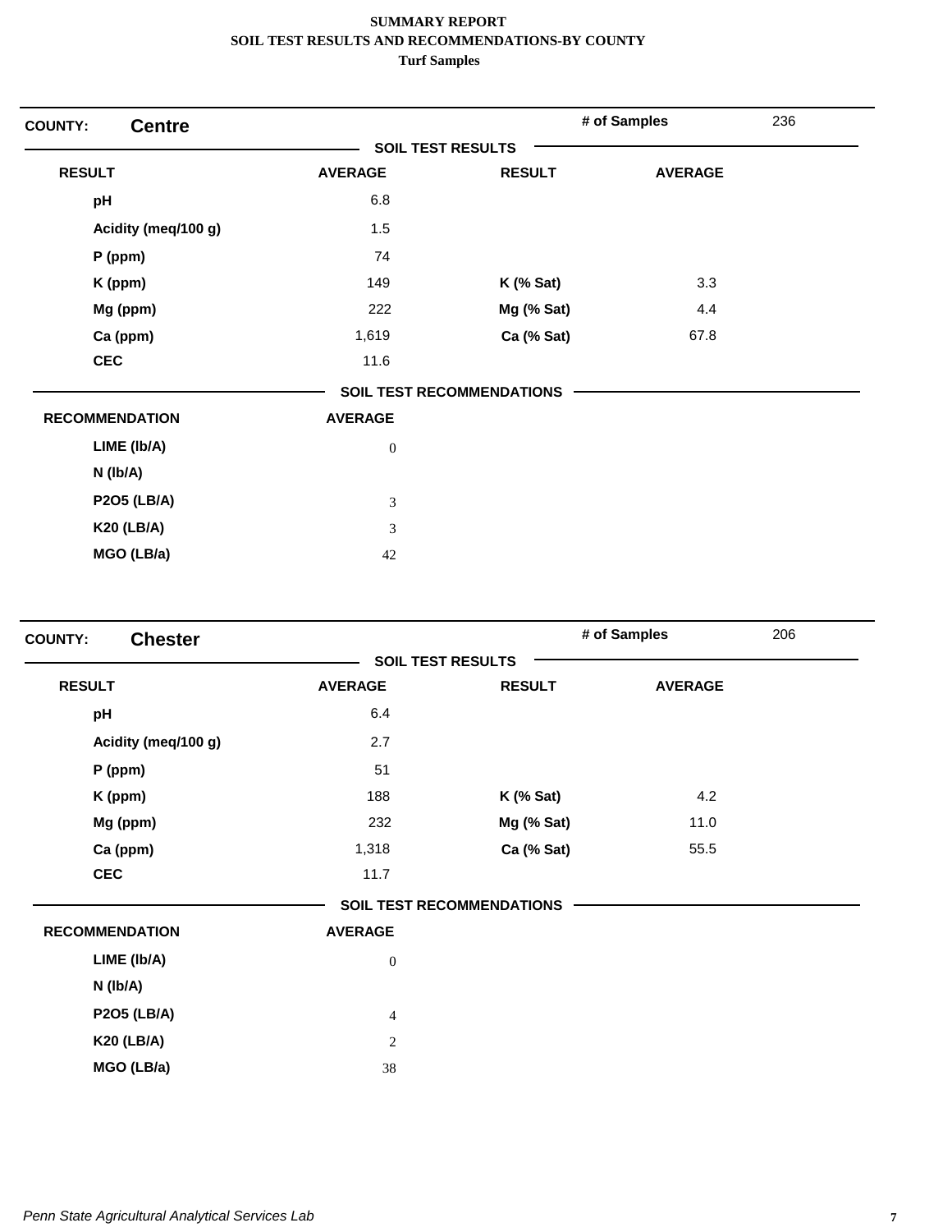**SUMMARY REPORT**
**SOIL TEST RESULTS AND RECOMMENDATIONS-BY COUNTY**
**Turf Samples**

**COUNTY:** **Centre** | **# of Samples** 236

**SOIL TEST RESULTS**

| RESULT | AVERAGE | RESULT | AVERAGE |
|---|---|---|---|
| pH | 6.8 | | |
| Acidity (meq/100 g) | 1.5 | | |
| P (ppm) | 74 | | |
| K (ppm) | 149 | K (% Sat) | 3.3 |
| Mg (ppm) | 222 | Mg (% Sat) | 4.4 |
| Ca (ppm) | 1,619 | Ca (% Sat) | 67.8 |
| CEC | 11.6 | | |

**SOIL TEST RECOMMENDATIONS**

| RECOMMENDATION | AVERAGE |
|---|---|
| LIME (lb/A) | 0 |
| N (lb/A) | |
| P2O5 (LB/A) | 3 |
| K20 (LB/A) | 3 |
| MGO (LB/a) | 42 |

**COUNTY:** **Chester** | **# of Samples** 206

**SOIL TEST RESULTS**

| RESULT | AVERAGE | RESULT | AVERAGE |
|---|---|---|---|
| pH | 6.4 | | |
| Acidity (meq/100 g) | 2.7 | | |
| P (ppm) | 51 | | |
| K (ppm) | 188 | K (% Sat) | 4.2 |
| Mg (ppm) | 232 | Mg (% Sat) | 11.0 |
| Ca (ppm) | 1,318 | Ca (% Sat) | 55.5 |
| CEC | 11.7 | | |

**SOIL TEST RECOMMENDATIONS**

| RECOMMENDATION | AVERAGE |
|---|---|
| LIME (lb/A) | 0 |
| N (lb/A) | |
| P2O5 (LB/A) | 4 |
| K20 (LB/A) | 2 |
| MGO (LB/a) | 38 |

*Penn State Agricultural Analytical Services Lab*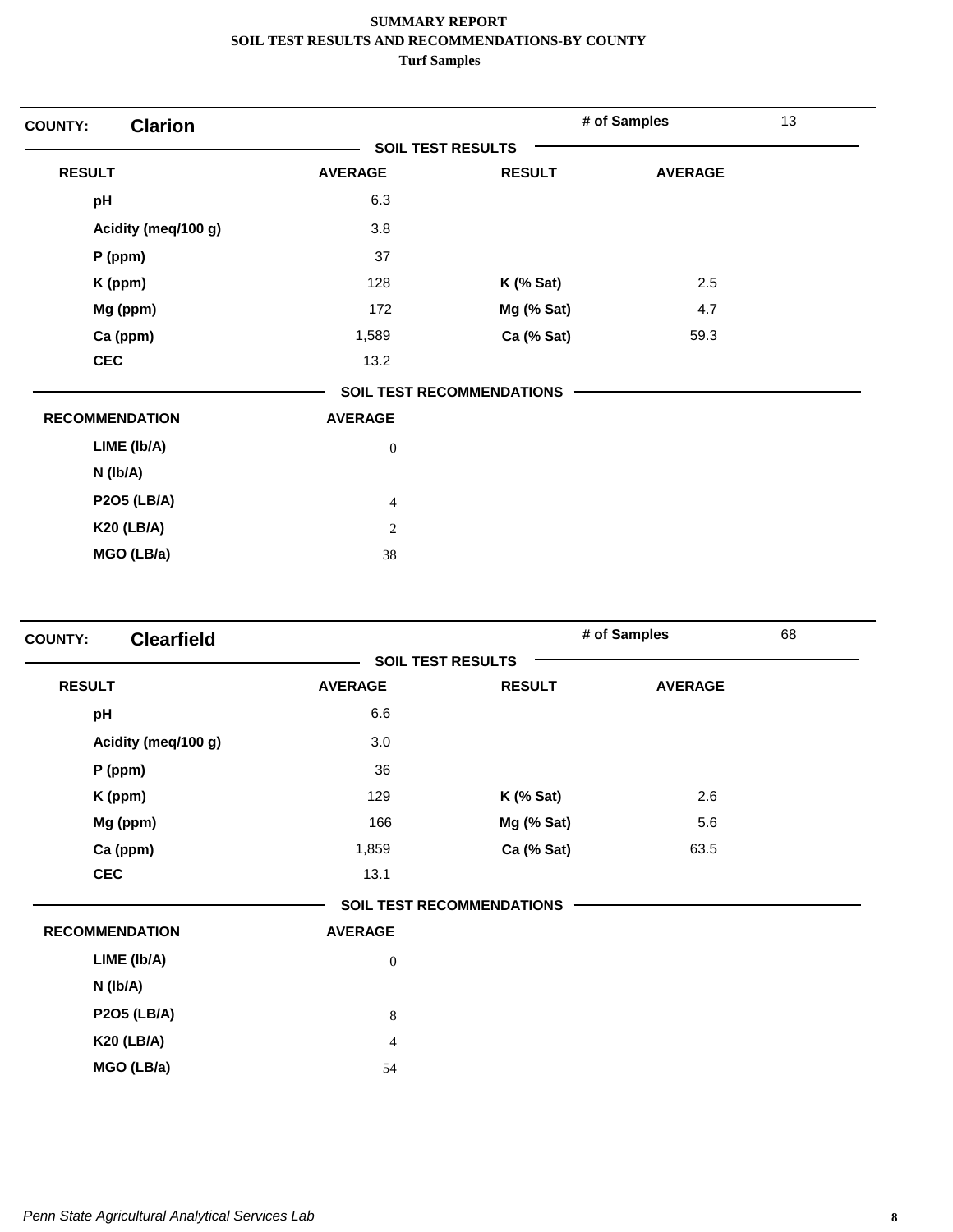**SUMMARY REPORT**
**SOIL TEST RESULTS AND RECOMMENDATIONS-BY COUNTY**
**Turf Samples**

## COUNTY: Clarion

**# of Samples:** 13

### SOIL TEST RESULTS

| RESULT | AVERAGE | RESULT | AVERAGE |
|---|---|---|---|
| pH | 6.3 | | |
| Acidity (meq/100 g) | 3.8 | | |
| P (ppm) | 37 | | |
| K (ppm) | 128 | K (% Sat) | 2.5 |
| Mg (ppm) | 172 | Mg (% Sat) | 4.7 |
| Ca (ppm) | 1,589 | Ca (% Sat) | 59.3 |
| CEC | 13.2 | | |

### SOIL TEST RECOMMENDATIONS

| RECOMMENDATION | AVERAGE |
|---|---|
| LIME (lb/A) | 0 |
| N (lb/A) | |
| P2O5 (LB/A) | 4 |
| K20 (LB/A) | 2 |
| MGO (LB/a) | 38 |

## COUNTY: Clearfield

**# of Samples:** 68

### SOIL TEST RESULTS

| RESULT | AVERAGE | RESULT | AVERAGE |
|---|---|---|---|
| pH | 6.6 | | |
| Acidity (meq/100 g) | 3.0 | | |
| P (ppm) | 36 | | |
| K (ppm) | 129 | K (% Sat) | 2.6 |
| Mg (ppm) | 166 | Mg (% Sat) | 5.6 |
| Ca (ppm) | 1,859 | Ca (% Sat) | 63.5 |
| CEC | 13.1 | | |

### SOIL TEST RECOMMENDATIONS

| RECOMMENDATION | AVERAGE |
|---|---|
| LIME (lb/A) | 0 |
| N (lb/A) | |
| P2O5 (LB/A) | 8 |
| K20 (LB/A) | 4 |
| MGO (LB/a) | 54 |

*Penn State Agricultural Analytical Services Lab*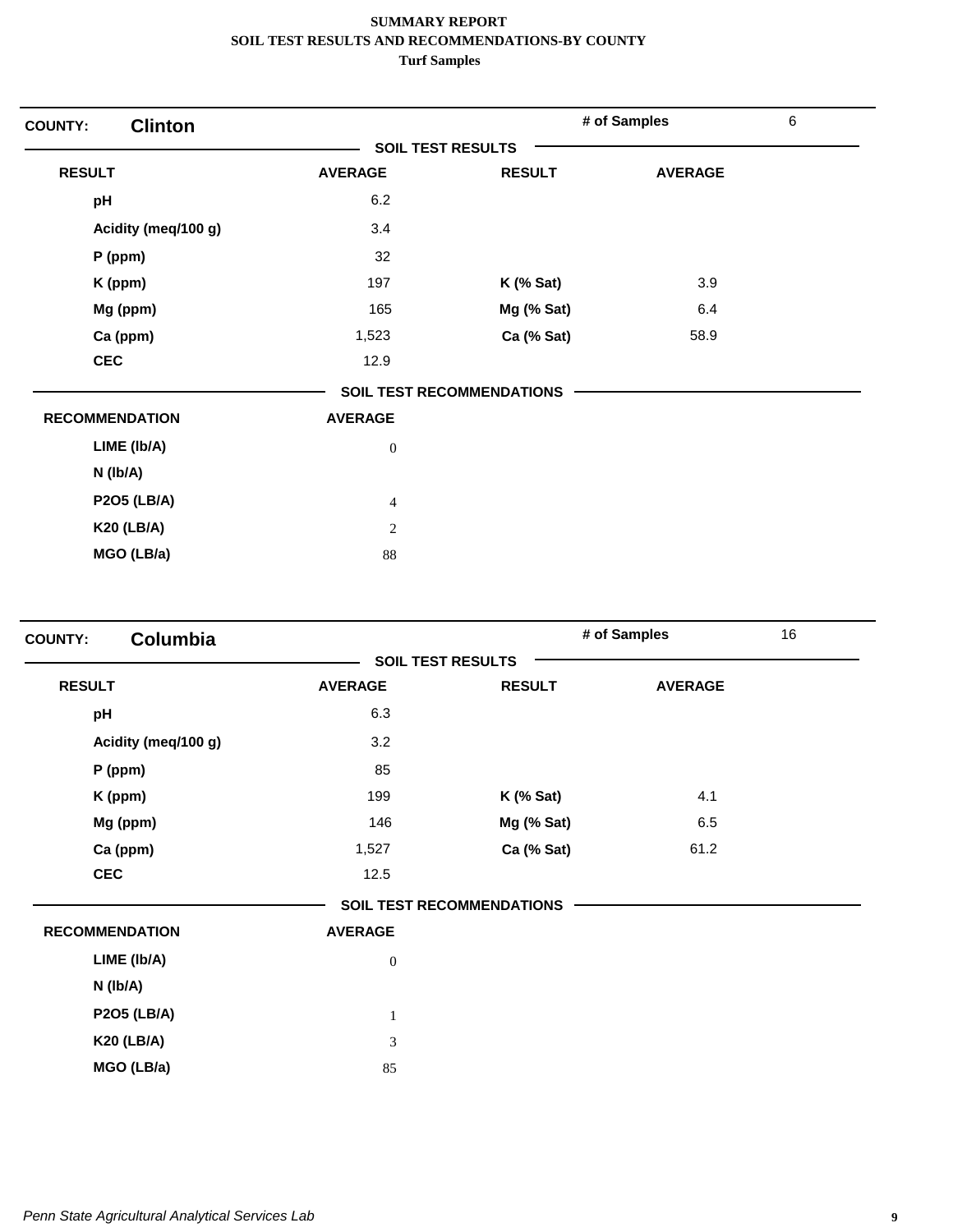**SUMMARY REPORT**
**SOIL TEST RESULTS AND RECOMMENDATIONS-BY COUNTY**
**Turf Samples**

## COUNTY: Clinton

**# of Samples:** 6

### SOIL TEST RESULTS

| RESULT | AVERAGE | RESULT | AVERAGE |
|---|---|---|---|
| pH | 6.2 | | |
| Acidity (meq/100 g) | 3.4 | | |
| P (ppm) | 32 | | |
| K (ppm) | 197 | K (% Sat) | 3.9 |
| Mg (ppm) | 165 | Mg (% Sat) | 6.4 |
| Ca (ppm) | 1,523 | Ca (% Sat) | 58.9 |
| CEC | 12.9 | | |

### SOIL TEST RECOMMENDATIONS

| RECOMMENDATION | AVERAGE |
|---|---|
| LIME (lb/A) | 0 |
| N (lb/A) | |
| P2O5 (LB/A) | 4 |
| K20 (LB/A) | 2 |
| MGO (LB/a) | 88 |

## COUNTY: Columbia

**# of Samples:** 16

### SOIL TEST RESULTS

| RESULT | AVERAGE | RESULT | AVERAGE |
|---|---|---|---|
| pH | 6.3 | | |
| Acidity (meq/100 g) | 3.2 | | |
| P (ppm) | 85 | | |
| K (ppm) | 199 | K (% Sat) | 4.1 |
| Mg (ppm) | 146 | Mg (% Sat) | 6.5 |
| Ca (ppm) | 1,527 | Ca (% Sat) | 61.2 |
| CEC | 12.5 | | |

### SOIL TEST RECOMMENDATIONS

| RECOMMENDATION | AVERAGE |
|---|---|
| LIME (lb/A) | 0 |
| N (lb/A) | |
| P2O5 (LB/A) | 1 |
| K20 (LB/A) | 3 |
| MGO (LB/a) | 85 |

*Penn State Agricultural Analytical Services Lab*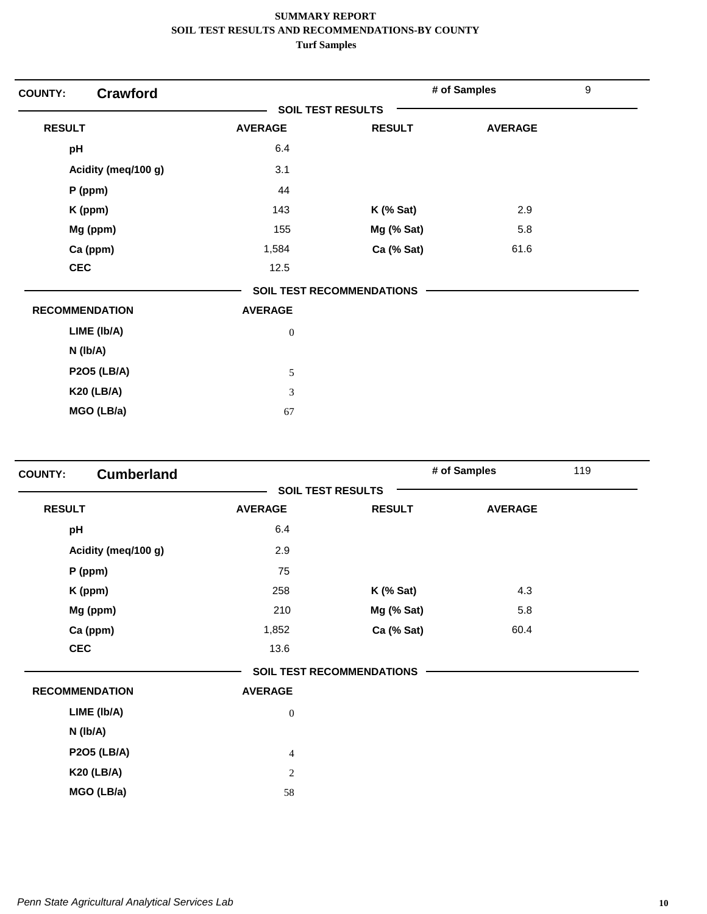**SUMMARY REPORT**
**SOIL TEST RESULTS AND RECOMMENDATIONS-BY COUNTY**
**Turf Samples**

**COUNTY:** **Crawford** — **# of Samples:** 9

**SOIL TEST RESULTS**

| RESULT | AVERAGE | RESULT | AVERAGE |
|---|---|---|---|
| pH | 6.4 | | |
| Acidity (meq/100 g) | 3.1 | | |
| P (ppm) | 44 | | |
| K (ppm) | 143 | K (% Sat) | 2.9 |
| Mg (ppm) | 155 | Mg (% Sat) | 5.8 |
| Ca (ppm) | 1,584 | Ca (% Sat) | 61.6 |
| CEC | 12.5 | | |

**SOIL TEST RECOMMENDATIONS**

| RECOMMENDATION | AVERAGE |
|---|---|
| LIME (lb/A) | 0 |
| N (lb/A) | |
| P2O5 (LB/A) | 5 |
| K20 (LB/A) | 3 |
| MGO (LB/a) | 67 |

**COUNTY:** **Cumberland** — **# of Samples:** 119

**SOIL TEST RESULTS**

| RESULT | AVERAGE | RESULT | AVERAGE |
|---|---|---|---|
| pH | 6.4 | | |
| Acidity (meq/100 g) | 2.9 | | |
| P (ppm) | 75 | | |
| K (ppm) | 258 | K (% Sat) | 4.3 |
| Mg (ppm) | 210 | Mg (% Sat) | 5.8 |
| Ca (ppm) | 1,852 | Ca (% Sat) | 60.4 |
| CEC | 13.6 | | |

**SOIL TEST RECOMMENDATIONS**

| RECOMMENDATION | AVERAGE |
|---|---|
| LIME (lb/A) | 0 |
| N (lb/A) | |
| P2O5 (LB/A) | 4 |
| K20 (LB/A) | 2 |
| MGO (LB/a) | 58 |

*Penn State Agricultural Analytical Services Lab*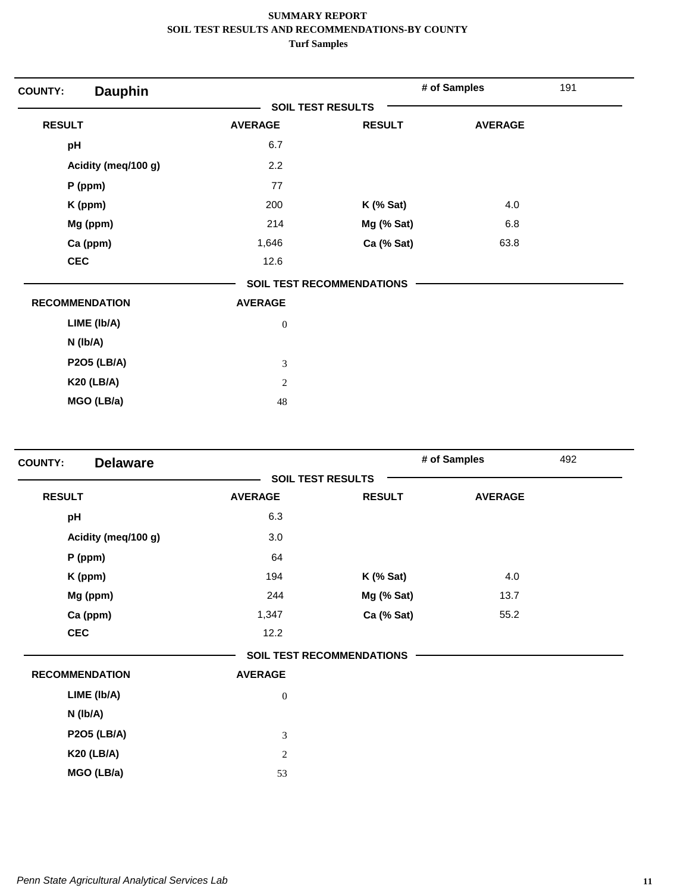# SUMMARY REPORT
## SOIL TEST RESULTS AND RECOMMENDATIONS-BY COUNTY
### Turf Samples

**COUNTY: Dauphin** — **# of Samples** 191

**SOIL TEST RESULTS**

| RESULT | AVERAGE | RESULT | AVERAGE |
|---|---|---|---|
| pH | 6.7 | | |
| Acidity (meq/100 g) | 2.2 | | |
| P (ppm) | 77 | | |
| K (ppm) | 200 | K (% Sat) | 4.0 |
| Mg (ppm) | 214 | Mg (% Sat) | 6.8 |
| Ca (ppm) | 1,646 | Ca (% Sat) | 63.8 |
| CEC | 12.6 | | |

**SOIL TEST RECOMMENDATIONS**

| RECOMMENDATION | AVERAGE |
|---|---|
| LIME (lb/A) | 0 |
| N (lb/A) | |
| P2O5 (LB/A) | 3 |
| K20 (LB/A) | 2 |
| MGO (LB/a) | 48 |

**COUNTY: Delaware** — **# of Samples** 492

**SOIL TEST RESULTS**

| RESULT | AVERAGE | RESULT | AVERAGE |
|---|---|---|---|
| pH | 6.3 | | |
| Acidity (meq/100 g) | 3.0 | | |
| P (ppm) | 64 | | |
| K (ppm) | 194 | K (% Sat) | 4.0 |
| Mg (ppm) | 244 | Mg (% Sat) | 13.7 |
| Ca (ppm) | 1,347 | Ca (% Sat) | 55.2 |
| CEC | 12.2 | | |

**SOIL TEST RECOMMENDATIONS**

| RECOMMENDATION | AVERAGE |
|---|---|
| LIME (lb/A) | 0 |
| N (lb/A) | |
| P2O5 (LB/A) | 3 |
| K20 (LB/A) | 2 |
| MGO (LB/a) | 53 |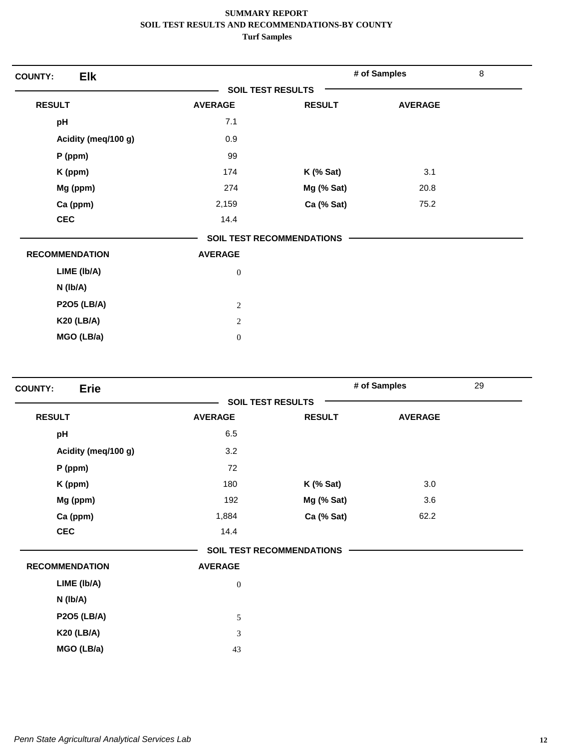**SUMMARY REPORT**
**SOIL TEST RESULTS AND RECOMMENDATIONS-BY COUNTY**
**Turf Samples**

**COUNTY: Elk** — **# of Samples** 8

**SOIL TEST RESULTS**

| RESULT | AVERAGE | RESULT | AVERAGE |
|---|---|---|---|
| pH | 7.1 | | |
| Acidity (meq/100 g) | 0.9 | | |
| P (ppm) | 99 | | |
| K (ppm) | 174 | K (% Sat) | 3.1 |
| Mg (ppm) | 274 | Mg (% Sat) | 20.8 |
| Ca (ppm) | 2,159 | Ca (% Sat) | 75.2 |
| CEC | 14.4 | | |

**SOIL TEST RECOMMENDATIONS**

| RECOMMENDATION | AVERAGE |
|---|---|
| LIME (lb/A) | 0 |
| N (lb/A) | |
| P2O5 (LB/A) | 2 |
| K20 (LB/A) | 2 |
| MGO (LB/a) | 0 |

**COUNTY: Erie** — **# of Samples** 29

**SOIL TEST RESULTS**

| RESULT | AVERAGE | RESULT | AVERAGE |
|---|---|---|---|
| pH | 6.5 | | |
| Acidity (meq/100 g) | 3.2 | | |
| P (ppm) | 72 | | |
| K (ppm) | 180 | K (% Sat) | 3.0 |
| Mg (ppm) | 192 | Mg (% Sat) | 3.6 |
| Ca (ppm) | 1,884 | Ca (% Sat) | 62.2 |
| CEC | 14.4 | | |

**SOIL TEST RECOMMENDATIONS**

| RECOMMENDATION | AVERAGE |
|---|---|
| LIME (lb/A) | 0 |
| N (lb/A) | |
| P2O5 (LB/A) | 5 |
| K20 (LB/A) | 3 |
| MGO (LB/a) | 43 |

*Penn State Agricultural Analytical Services Lab*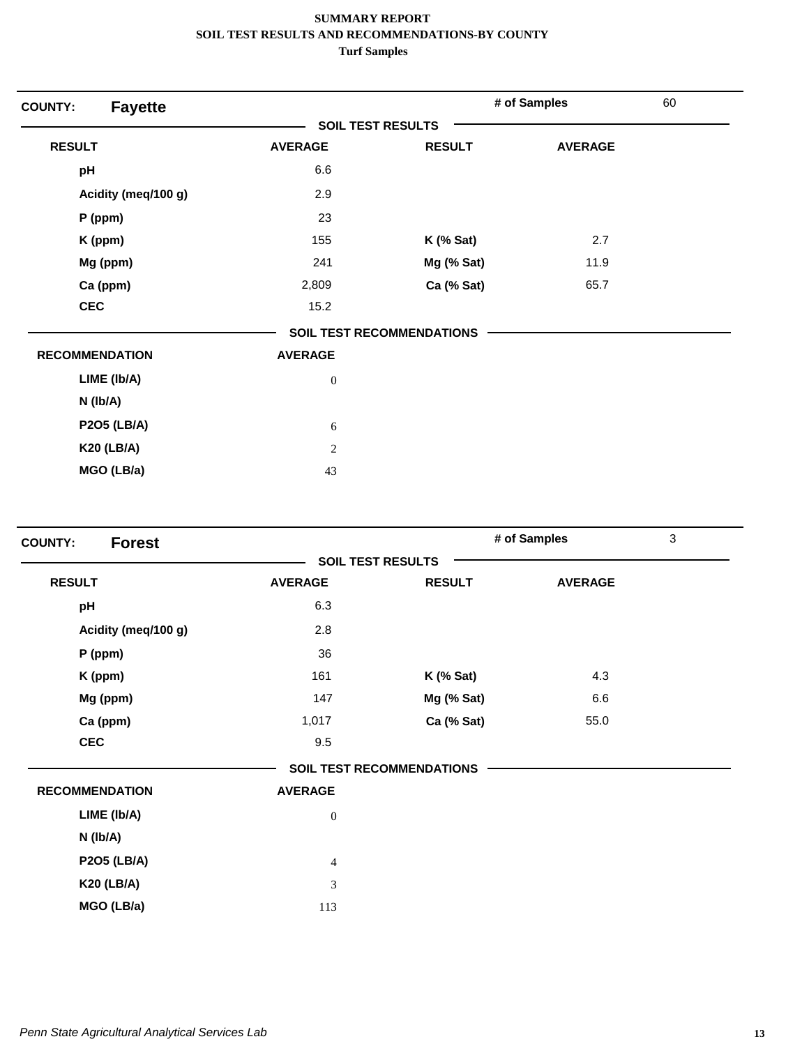**SUMMARY REPORT**
**SOIL TEST RESULTS AND RECOMMENDATIONS-BY COUNTY**
**Turf Samples**

## COUNTY: Fayette

**# of Samples** 60

### SOIL TEST RESULTS

| RESULT | AVERAGE | RESULT | AVERAGE |
|---|---|---|---|
| pH | 6.6 | | |
| Acidity (meq/100 g) | 2.9 | | |
| P (ppm) | 23 | | |
| K (ppm) | 155 | K (% Sat) | 2.7 |
| Mg (ppm) | 241 | Mg (% Sat) | 11.9 |
| Ca (ppm) | 2,809 | Ca (% Sat) | 65.7 |
| CEC | 15.2 | | |

### SOIL TEST RECOMMENDATIONS

| RECOMMENDATION | AVERAGE |
|---|---|
| LIME (lb/A) | 0 |
| N (lb/A) | |
| P2O5 (LB/A) | 6 |
| K20 (LB/A) | 2 |
| MGO (LB/a) | 43 |

## COUNTY: Forest

**# of Samples** 3

### SOIL TEST RESULTS

| RESULT | AVERAGE | RESULT | AVERAGE |
|---|---|---|---|
| pH | 6.3 | | |
| Acidity (meq/100 g) | 2.8 | | |
| P (ppm) | 36 | | |
| K (ppm) | 161 | K (% Sat) | 4.3 |
| Mg (ppm) | 147 | Mg (% Sat) | 6.6 |
| Ca (ppm) | 1,017 | Ca (% Sat) | 55.0 |
| CEC | 9.5 | | |

### SOIL TEST RECOMMENDATIONS

| RECOMMENDATION | AVERAGE |
|---|---|
| LIME (lb/A) | 0 |
| N (lb/A) | |
| P2O5 (LB/A) | 4 |
| K20 (LB/A) | 3 |
| MGO (LB/a) | 113 |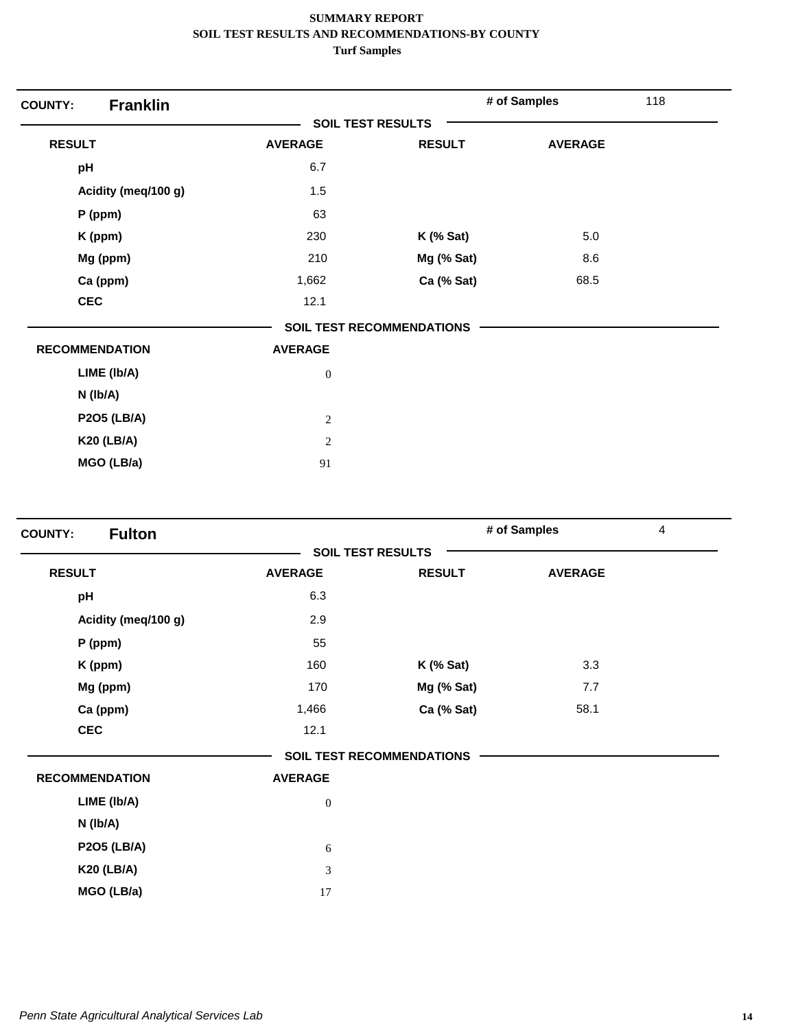**SUMMARY REPORT**
**SOIL TEST RESULTS AND RECOMMENDATIONS-BY COUNTY**
**Turf Samples**

## COUNTY: Franklin

**# of Samples** 118

### SOIL TEST RESULTS

| RESULT | AVERAGE | RESULT | AVERAGE |
|---|---|---|---|
| pH | 6.7 | | |
| Acidity (meq/100 g) | 1.5 | | |
| P (ppm) | 63 | | |
| K (ppm) | 230 | K (% Sat) | 5.0 |
| Mg (ppm) | 210 | Mg (% Sat) | 8.6 |
| Ca (ppm) | 1,662 | Ca (% Sat) | 68.5 |
| CEC | 12.1 | | |

### SOIL TEST RECOMMENDATIONS

| RECOMMENDATION | AVERAGE |
|---|---|
| LIME (lb/A) | 0 |
| N (lb/A) | |
| P2O5 (LB/A) | 2 |
| K20 (LB/A) | 2 |
| MGO (LB/a) | 91 |

## COUNTY: Fulton

**# of Samples** 4

### SOIL TEST RESULTS

| RESULT | AVERAGE | RESULT | AVERAGE |
|---|---|---|---|
| pH | 6.3 | | |
| Acidity (meq/100 g) | 2.9 | | |
| P (ppm) | 55 | | |
| K (ppm) | 160 | K (% Sat) | 3.3 |
| Mg (ppm) | 170 | Mg (% Sat) | 7.7 |
| Ca (ppm) | 1,466 | Ca (% Sat) | 58.1 |
| CEC | 12.1 | | |

### SOIL TEST RECOMMENDATIONS

| RECOMMENDATION | AVERAGE |
|---|---|
| LIME (lb/A) | 0 |
| N (lb/A) | |
| P2O5 (LB/A) | 6 |
| K20 (LB/A) | 3 |
| MGO (LB/a) | 17 |

*Penn State Agricultural Analytical Services Lab*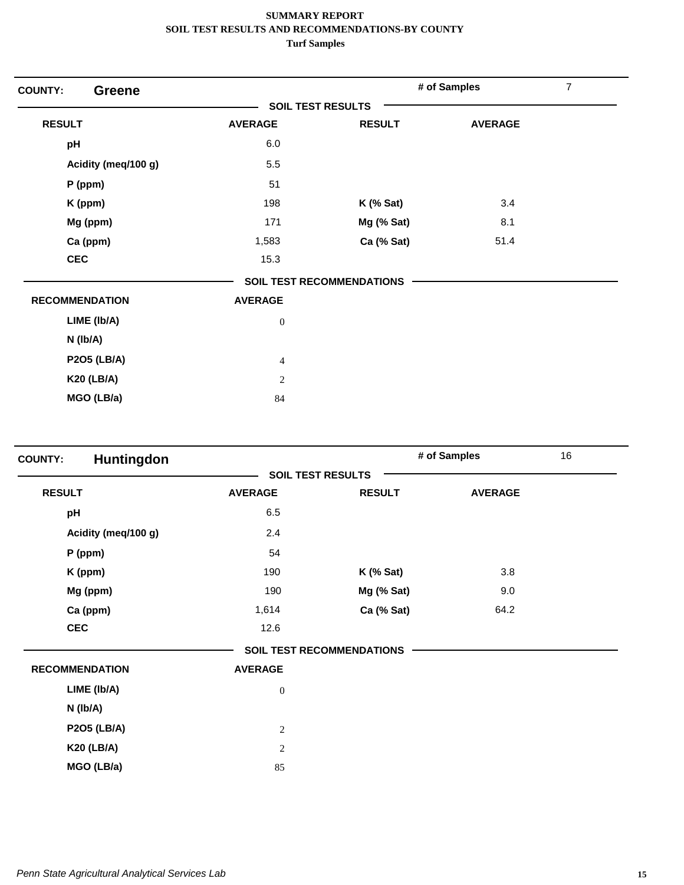**SUMMARY REPORT**
**SOIL TEST RESULTS AND RECOMMENDATIONS-BY COUNTY**
**Turf Samples**

## COUNTY: Greene

**# of Samples:** 7

### SOIL TEST RESULTS

| RESULT | AVERAGE | RESULT | AVERAGE |
|---|---|---|---|
| pH | 6.0 | | |
| Acidity (meq/100 g) | 5.5 | | |
| P (ppm) | 51 | | |
| K (ppm) | 198 | K (% Sat) | 3.4 |
| Mg (ppm) | 171 | Mg (% Sat) | 8.1 |
| Ca (ppm) | 1,583 | Ca (% Sat) | 51.4 |
| CEC | 15.3 | | |

### SOIL TEST RECOMMENDATIONS

| RECOMMENDATION | AVERAGE |
|---|---|
| LIME (lb/A) | 0 |
| N (lb/A) | |
| P2O5 (LB/A) | 4 |
| K20 (LB/A) | 2 |
| MGO (LB/a) | 84 |

## COUNTY: Huntingdon

**# of Samples:** 16

### SOIL TEST RESULTS

| RESULT | AVERAGE | RESULT | AVERAGE |
|---|---|---|---|
| pH | 6.5 | | |
| Acidity (meq/100 g) | 2.4 | | |
| P (ppm) | 54 | | |
| K (ppm) | 190 | K (% Sat) | 3.8 |
| Mg (ppm) | 190 | Mg (% Sat) | 9.0 |
| Ca (ppm) | 1,614 | Ca (% Sat) | 64.2 |
| CEC | 12.6 | | |

### SOIL TEST RECOMMENDATIONS

| RECOMMENDATION | AVERAGE |
|---|---|
| LIME (lb/A) | 0 |
| N (lb/A) | |
| P2O5 (LB/A) | 2 |
| K20 (LB/A) | 2 |
| MGO (LB/a) | 85 |

*Penn State Agricultural Analytical Services Lab*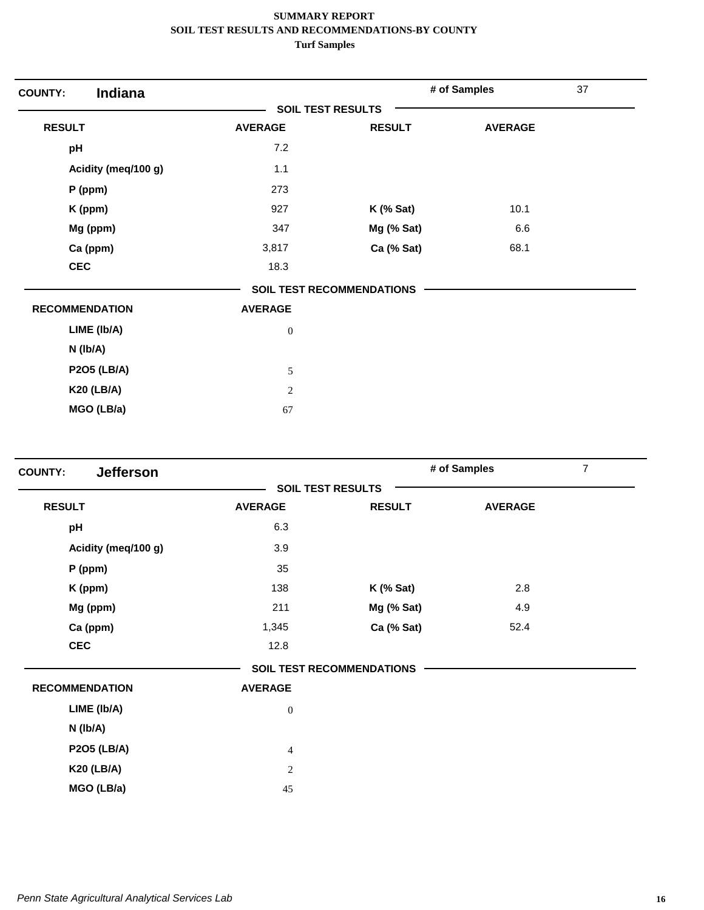# SUMMARY REPORT
## SOIL TEST RESULTS AND RECOMMENDATIONS-BY COUNTY
### Turf Samples

**COUNTY: Indiana** | **# of Samples** 37

**SOIL TEST RESULTS**

| RESULT | AVERAGE | RESULT | AVERAGE |
|---|---|---|---|
| pH | 7.2 | | |
| Acidity (meq/100 g) | 1.1 | | |
| P (ppm) | 273 | | |
| K (ppm) | 927 | K (% Sat) | 10.1 |
| Mg (ppm) | 347 | Mg (% Sat) | 6.6 |
| Ca (ppm) | 3,817 | Ca (% Sat) | 68.1 |
| CEC | 18.3 | | |

**SOIL TEST RECOMMENDATIONS**

| RECOMMENDATION | AVERAGE |
|---|---|
| LIME (lb/A) | 0 |
| N (lb/A) | |
| P2O5 (LB/A) | 5 |
| K20 (LB/A) | 2 |
| MGO (LB/a) | 67 |

**COUNTY: Jefferson** | **# of Samples** 7

**SOIL TEST RESULTS**

| RESULT | AVERAGE | RESULT | AVERAGE |
|---|---|---|---|
| pH | 6.3 | | |
| Acidity (meq/100 g) | 3.9 | | |
| P (ppm) | 35 | | |
| K (ppm) | 138 | K (% Sat) | 2.8 |
| Mg (ppm) | 211 | Mg (% Sat) | 4.9 |
| Ca (ppm) | 1,345 | Ca (% Sat) | 52.4 |
| CEC | 12.8 | | |

**SOIL TEST RECOMMENDATIONS**

| RECOMMENDATION | AVERAGE |
|---|---|
| LIME (lb/A) | 0 |
| N (lb/A) | |
| P2O5 (LB/A) | 4 |
| K20 (LB/A) | 2 |
| MGO (LB/a) | 45 |

*Penn State Agricultural Analytical Services Lab*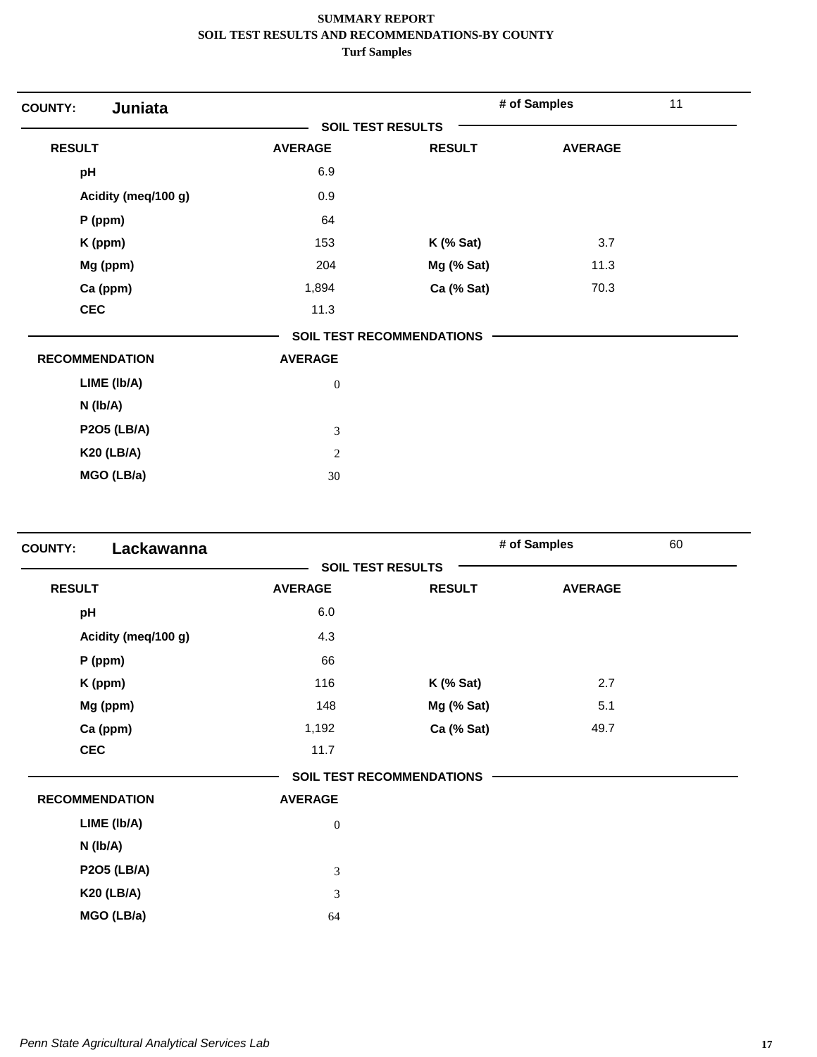**SUMMARY REPORT**
**SOIL TEST RESULTS AND RECOMMENDATIONS-BY COUNTY**
**Turf Samples**

**COUNTY:** **Juniata** | **# of Samples** 11

**SOIL TEST RESULTS**

| RESULT | AVERAGE | RESULT | AVERAGE |
|---|---|---|---|
| pH | 6.9 | | |
| Acidity (meq/100 g) | 0.9 | | |
| P (ppm) | 64 | | |
| K (ppm) | 153 | K (% Sat) | 3.7 |
| Mg (ppm) | 204 | Mg (% Sat) | 11.3 |
| Ca (ppm) | 1,894 | Ca (% Sat) | 70.3 |
| CEC | 11.3 | | |

**SOIL TEST RECOMMENDATIONS**

| RECOMMENDATION | AVERAGE |
|---|---|
| LIME (lb/A) | 0 |
| N (lb/A) | |
| P2O5 (LB/A) | 3 |
| K20 (LB/A) | 2 |
| MGO (LB/a) | 30 |

**COUNTY:** **Lackawanna** | **# of Samples** 60

**SOIL TEST RESULTS**

| RESULT | AVERAGE | RESULT | AVERAGE |
|---|---|---|---|
| pH | 6.0 | | |
| Acidity (meq/100 g) | 4.3 | | |
| P (ppm) | 66 | | |
| K (ppm) | 116 | K (% Sat) | 2.7 |
| Mg (ppm) | 148 | Mg (% Sat) | 5.1 |
| Ca (ppm) | 1,192 | Ca (% Sat) | 49.7 |
| CEC | 11.7 | | |

**SOIL TEST RECOMMENDATIONS**

| RECOMMENDATION | AVERAGE |
|---|---|
| LIME (lb/A) | 0 |
| N (lb/A) | |
| P2O5 (LB/A) | 3 |
| K20 (LB/A) | 3 |
| MGO (LB/a) | 64 |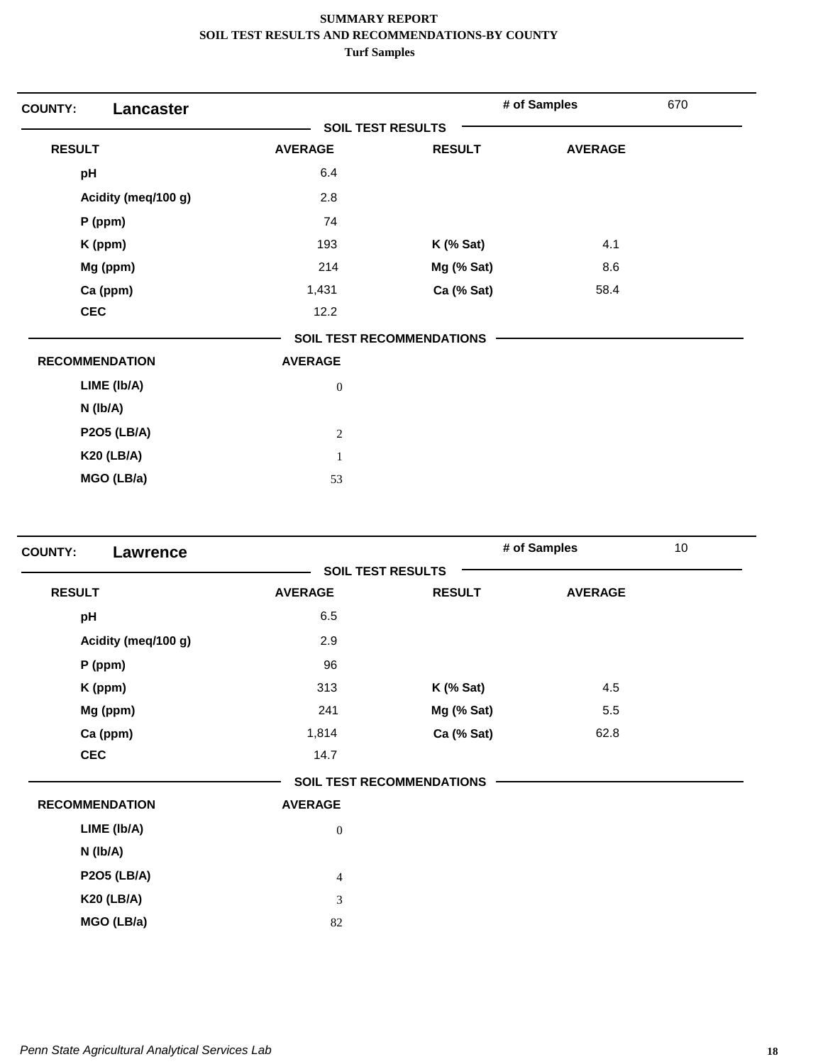**SUMMARY REPORT**
**SOIL TEST RESULTS AND RECOMMENDATIONS-BY COUNTY**
**Turf Samples**

**COUNTY:** **Lancaster** | **# of Samples** 670

**SOIL TEST RESULTS**

| RESULT | AVERAGE | RESULT | AVERAGE |
|---|---|---|---|
| pH | 6.4 | | |
| Acidity (meq/100 g) | 2.8 | | |
| P (ppm) | 74 | | |
| K (ppm) | 193 | K (% Sat) | 4.1 |
| Mg (ppm) | 214 | Mg (% Sat) | 8.6 |
| Ca (ppm) | 1,431 | Ca (% Sat) | 58.4 |
| CEC | 12.2 | | |

**SOIL TEST RECOMMENDATIONS**

| RECOMMENDATION | AVERAGE |
|---|---|
| LIME (lb/A) | 0 |
| N (lb/A) | |
| P2O5 (LB/A) | 2 |
| K20 (LB/A) | 1 |
| MGO (LB/a) | 53 |

**COUNTY:** **Lawrence** | **# of Samples** 10

**SOIL TEST RESULTS**

| RESULT | AVERAGE | RESULT | AVERAGE |
|---|---|---|---|
| pH | 6.5 | | |
| Acidity (meq/100 g) | 2.9 | | |
| P (ppm) | 96 | | |
| K (ppm) | 313 | K (% Sat) | 4.5 |
| Mg (ppm) | 241 | Mg (% Sat) | 5.5 |
| Ca (ppm) | 1,814 | Ca (% Sat) | 62.8 |
| CEC | 14.7 | | |

**SOIL TEST RECOMMENDATIONS**

| RECOMMENDATION | AVERAGE |
|---|---|
| LIME (lb/A) | 0 |
| N (lb/A) | |
| P2O5 (LB/A) | 4 |
| K20 (LB/A) | 3 |
| MGO (LB/a) | 82 |

*Penn State Agricultural Analytical Services Lab*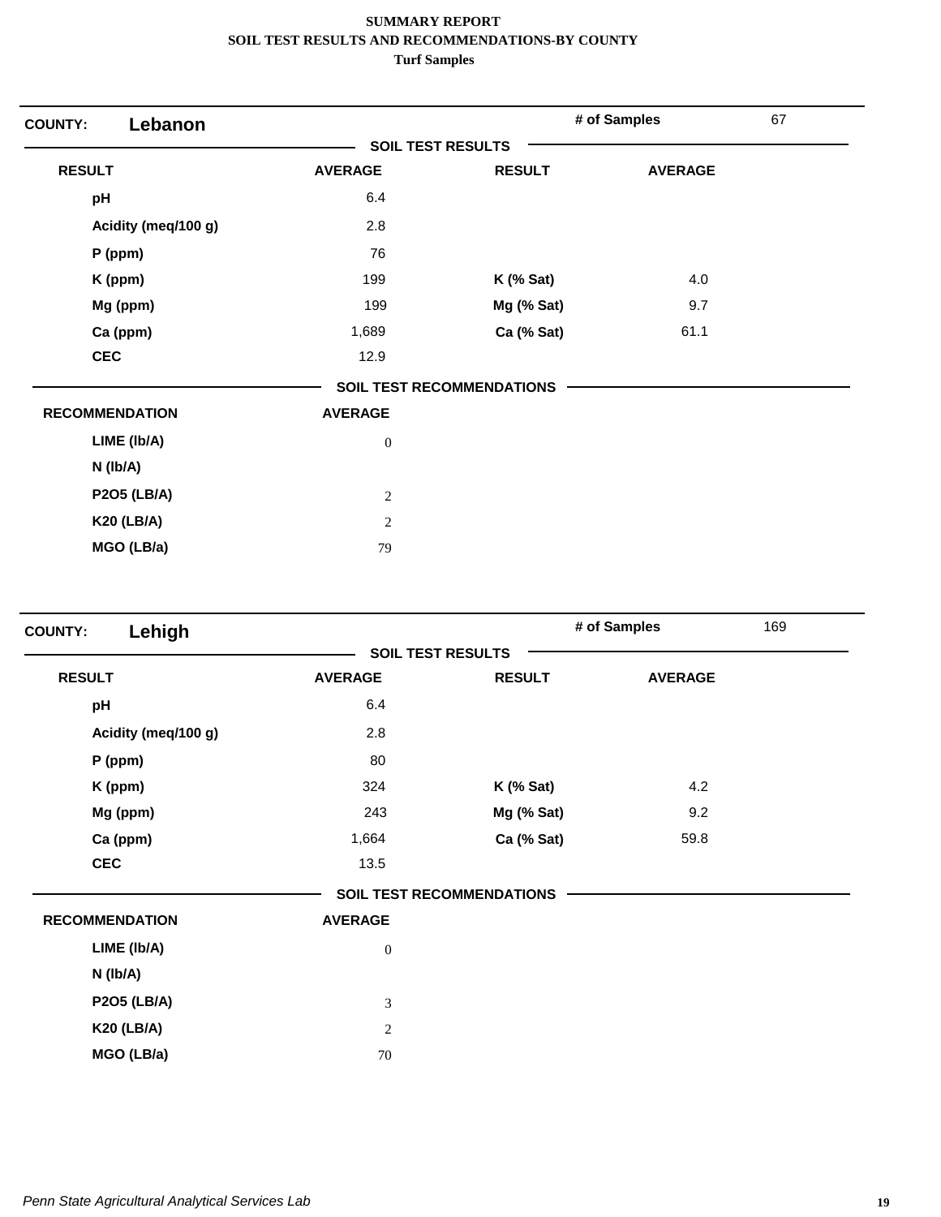**SUMMARY REPORT**
**SOIL TEST RESULTS AND RECOMMENDATIONS-BY COUNTY**
**Turf Samples**

## COUNTY: Lebanon

**# of Samples:** 67

### SOIL TEST RESULTS

| RESULT | AVERAGE | RESULT | AVERAGE |
|---|---|---|---|
| pH | 6.4 | | |
| Acidity (meq/100 g) | 2.8 | | |
| P (ppm) | 76 | | |
| K (ppm) | 199 | K (% Sat) | 4.0 |
| Mg (ppm) | 199 | Mg (% Sat) | 9.7 |
| Ca (ppm) | 1,689 | Ca (% Sat) | 61.1 |
| CEC | 12.9 | | |

### SOIL TEST RECOMMENDATIONS

| RECOMMENDATION | AVERAGE |
|---|---|
| LIME (lb/A) | 0 |
| N (lb/A) | |
| P2O5 (LB/A) | 2 |
| K20 (LB/A) | 2 |
| MGO (LB/a) | 79 |

## COUNTY: Lehigh

**# of Samples:** 169

### SOIL TEST RESULTS

| RESULT | AVERAGE | RESULT | AVERAGE |
|---|---|---|---|
| pH | 6.4 | | |
| Acidity (meq/100 g) | 2.8 | | |
| P (ppm) | 80 | | |
| K (ppm) | 324 | K (% Sat) | 4.2 |
| Mg (ppm) | 243 | Mg (% Sat) | 9.2 |
| Ca (ppm) | 1,664 | Ca (% Sat) | 59.8 |
| CEC | 13.5 | | |

### SOIL TEST RECOMMENDATIONS

| RECOMMENDATION | AVERAGE |
|---|---|
| LIME (lb/A) | 0 |
| N (lb/A) | |
| P2O5 (LB/A) | 3 |
| K20 (LB/A) | 2 |
| MGO (LB/a) | 70 |

*Penn State Agricultural Analytical Services Lab*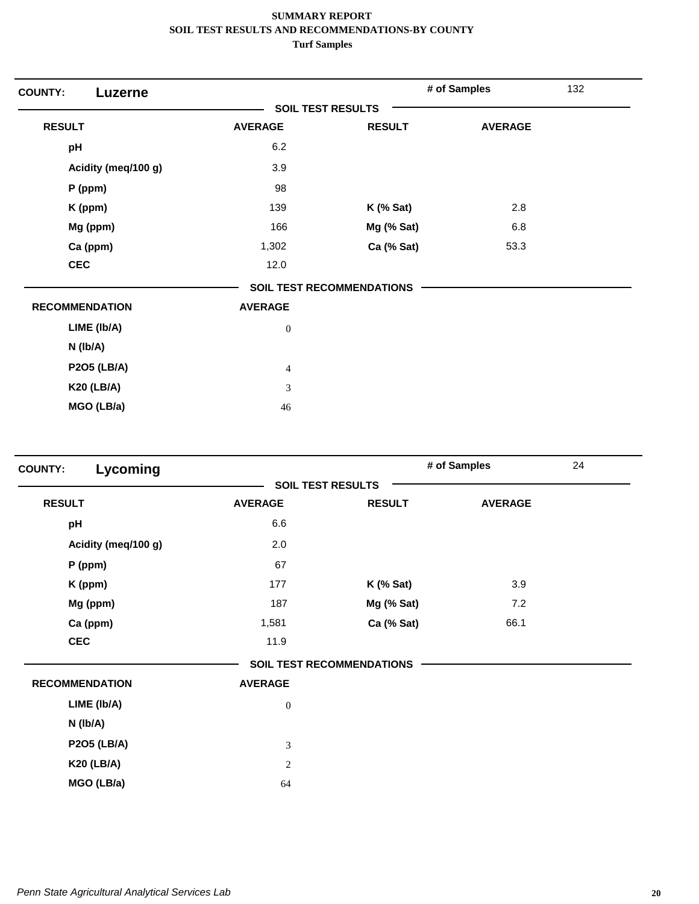**SUMMARY REPORT**
**SOIL TEST RESULTS AND RECOMMENDATIONS-BY COUNTY**
**Turf Samples**

**COUNTY:** **Luzerne** — **# of Samples** 132

**SOIL TEST RESULTS**

| RESULT | AVERAGE | RESULT | AVERAGE |
|---|---|---|---|
| pH | 6.2 | | |
| Acidity (meq/100 g) | 3.9 | | |
| P (ppm) | 98 | | |
| K (ppm) | 139 | K (% Sat) | 2.8 |
| Mg (ppm) | 166 | Mg (% Sat) | 6.8 |
| Ca (ppm) | 1,302 | Ca (% Sat) | 53.3 |
| CEC | 12.0 | | |

**SOIL TEST RECOMMENDATIONS**

| RECOMMENDATION | AVERAGE |
|---|---|
| LIME (lb/A) | 0 |
| N (lb/A) | |
| P2O5 (LB/A) | 4 |
| K20 (LB/A) | 3 |
| MGO (LB/a) | 46 |

**COUNTY:** **Lycoming** — **# of Samples** 24

**SOIL TEST RESULTS**

| RESULT | AVERAGE | RESULT | AVERAGE |
|---|---|---|---|
| pH | 6.6 | | |
| Acidity (meq/100 g) | 2.0 | | |
| P (ppm) | 67 | | |
| K (ppm) | 177 | K (% Sat) | 3.9 |
| Mg (ppm) | 187 | Mg (% Sat) | 7.2 |
| Ca (ppm) | 1,581 | Ca (% Sat) | 66.1 |
| CEC | 11.9 | | |

**SOIL TEST RECOMMENDATIONS**

| RECOMMENDATION | AVERAGE |
|---|---|
| LIME (lb/A) | 0 |
| N (lb/A) | |
| P2O5 (LB/A) | 3 |
| K20 (LB/A) | 2 |
| MGO (LB/a) | 64 |

*Penn State Agricultural Analytical Services Lab*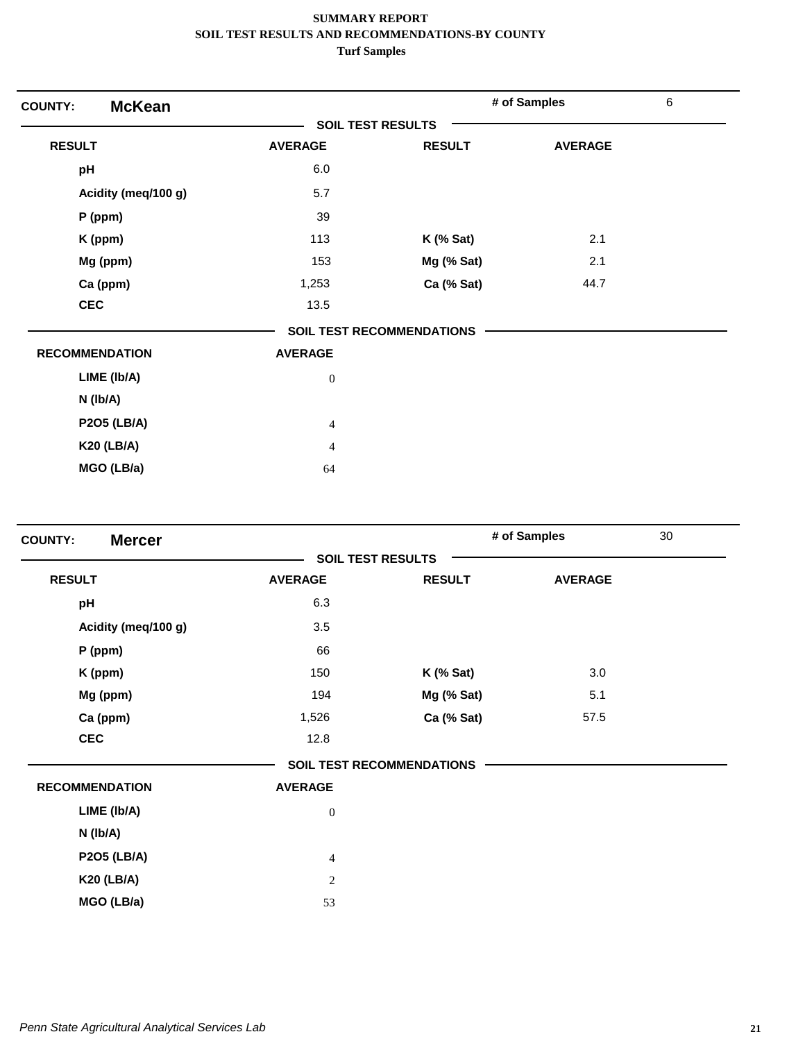**SUMMARY REPORT**
**SOIL TEST RESULTS AND RECOMMENDATIONS-BY COUNTY**
**Turf Samples**

**COUNTY: McKean** — **# of Samples** 6

**SOIL TEST RESULTS**

| RESULT | AVERAGE | RESULT | AVERAGE |
|---|---|---|---|
| pH | 6.0 | | |
| Acidity (meq/100 g) | 5.7 | | |
| P (ppm) | 39 | | |
| K (ppm) | 113 | K (% Sat) | 2.1 |
| Mg (ppm) | 153 | Mg (% Sat) | 2.1 |
| Ca (ppm) | 1,253 | Ca (% Sat) | 44.7 |
| CEC | 13.5 | | |

**SOIL TEST RECOMMENDATIONS**

| RECOMMENDATION | AVERAGE |
|---|---|
| LIME (lb/A) | 0 |
| N (lb/A) | |
| P2O5 (LB/A) | 4 |
| K20 (LB/A) | 4 |
| MGO (LB/a) | 64 |

**COUNTY: Mercer** — **# of Samples** 30

**SOIL TEST RESULTS**

| RESULT | AVERAGE | RESULT | AVERAGE |
|---|---|---|---|
| pH | 6.3 | | |
| Acidity (meq/100 g) | 3.5 | | |
| P (ppm) | 66 | | |
| K (ppm) | 150 | K (% Sat) | 3.0 |
| Mg (ppm) | 194 | Mg (% Sat) | 5.1 |
| Ca (ppm) | 1,526 | Ca (% Sat) | 57.5 |
| CEC | 12.8 | | |

**SOIL TEST RECOMMENDATIONS**

| RECOMMENDATION | AVERAGE |
|---|---|
| LIME (lb/A) | 0 |
| N (lb/A) | |
| P2O5 (LB/A) | 4 |
| K20 (LB/A) | 2 |
| MGO (LB/a) | 53 |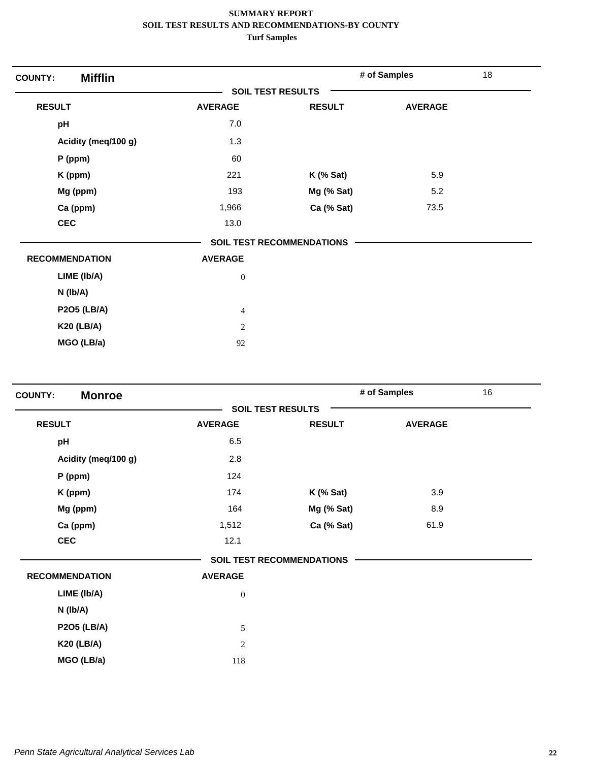**SUMMARY REPORT**
**SOIL TEST RESULTS AND RECOMMENDATIONS-BY COUNTY**
**Turf Samples**

**COUNTY:** **Mifflin** — **# of Samples** 18

**SOIL TEST RESULTS**

| RESULT | AVERAGE | RESULT | AVERAGE |
|---|---|---|---|
| pH | 7.0 | | |
| Acidity (meq/100 g) | 1.3 | | |
| P (ppm) | 60 | | |
| K (ppm) | 221 | K (% Sat) | 5.9 |
| Mg (ppm) | 193 | Mg (% Sat) | 5.2 |
| Ca (ppm) | 1,966 | Ca (% Sat) | 73.5 |
| CEC | 13.0 | | |

**SOIL TEST RECOMMENDATIONS**

| RECOMMENDATION | AVERAGE |
|---|---|
| LIME (lb/A) | 0 |
| N (lb/A) | |
| P2O5 (LB/A) | 4 |
| K20 (LB/A) | 2 |
| MGO (LB/a) | 92 |

**COUNTY:** **Monroe** — **# of Samples** 16

**SOIL TEST RESULTS**

| RESULT | AVERAGE | RESULT | AVERAGE |
|---|---|---|---|
| pH | 6.5 | | |
| Acidity (meq/100 g) | 2.8 | | |
| P (ppm) | 124 | | |
| K (ppm) | 174 | K (% Sat) | 3.9 |
| Mg (ppm) | 164 | Mg (% Sat) | 8.9 |
| Ca (ppm) | 1,512 | Ca (% Sat) | 61.9 |
| CEC | 12.1 | | |

**SOIL TEST RECOMMENDATIONS**

| RECOMMENDATION | AVERAGE |
|---|---|
| LIME (lb/A) | 0 |
| N (lb/A) | |
| P2O5 (LB/A) | 5 |
| K20 (LB/A) | 2 |
| MGO (LB/a) | 118 |

*Penn State Agricultural Analytical Services Lab*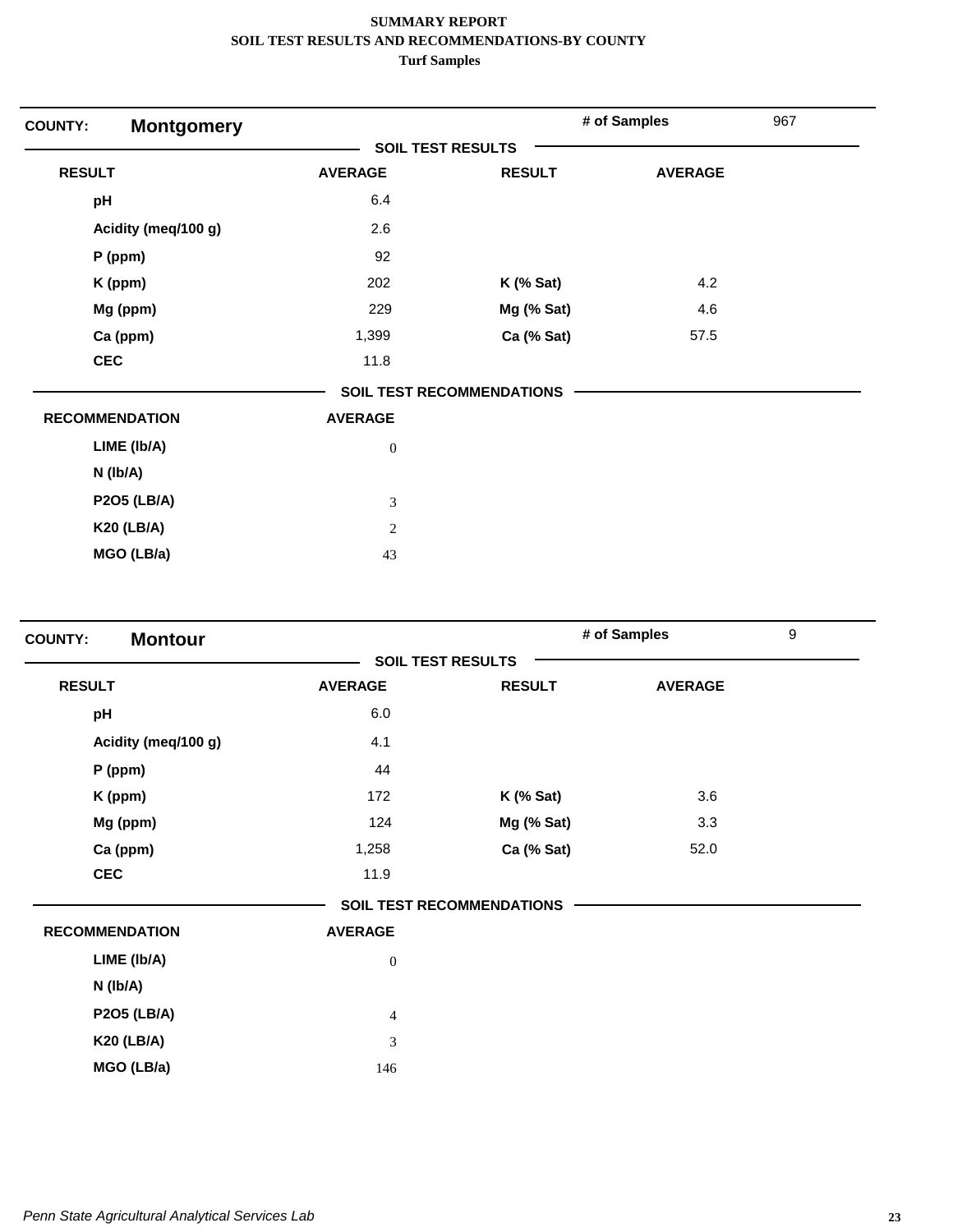**SUMMARY REPORT**
**SOIL TEST RESULTS AND RECOMMENDATIONS-BY COUNTY**
**Turf Samples**

## COUNTY: Montgomery

**# of Samples:** 967

### SOIL TEST RESULTS

| RESULT | AVERAGE | RESULT | AVERAGE |
|---|---|---|---|
| pH | 6.4 | | |
| Acidity (meq/100 g) | 2.6 | | |
| P (ppm) | 92 | | |
| K (ppm) | 202 | K (% Sat) | 4.2 |
| Mg (ppm) | 229 | Mg (% Sat) | 4.6 |
| Ca (ppm) | 1,399 | Ca (% Sat) | 57.5 |
| CEC | 11.8 | | |

### SOIL TEST RECOMMENDATIONS

| RECOMMENDATION | AVERAGE |
|---|---|
| LIME (lb/A) | 0 |
| N (lb/A) | |
| P2O5 (LB/A) | 3 |
| K20 (LB/A) | 2 |
| MGO (LB/a) | 43 |

## COUNTY: Montour

**# of Samples:** 9

### SOIL TEST RESULTS

| RESULT | AVERAGE | RESULT | AVERAGE |
|---|---|---|---|
| pH | 6.0 | | |
| Acidity (meq/100 g) | 4.1 | | |
| P (ppm) | 44 | | |
| K (ppm) | 172 | K (% Sat) | 3.6 |
| Mg (ppm) | 124 | Mg (% Sat) | 3.3 |
| Ca (ppm) | 1,258 | Ca (% Sat) | 52.0 |
| CEC | 11.9 | | |

### SOIL TEST RECOMMENDATIONS

| RECOMMENDATION | AVERAGE |
|---|---|
| LIME (lb/A) | 0 |
| N (lb/A) | |
| P2O5 (LB/A) | 4 |
| K20 (LB/A) | 3 |
| MGO (LB/a) | 146 |

*Penn State Agricultural Analytical Services Lab*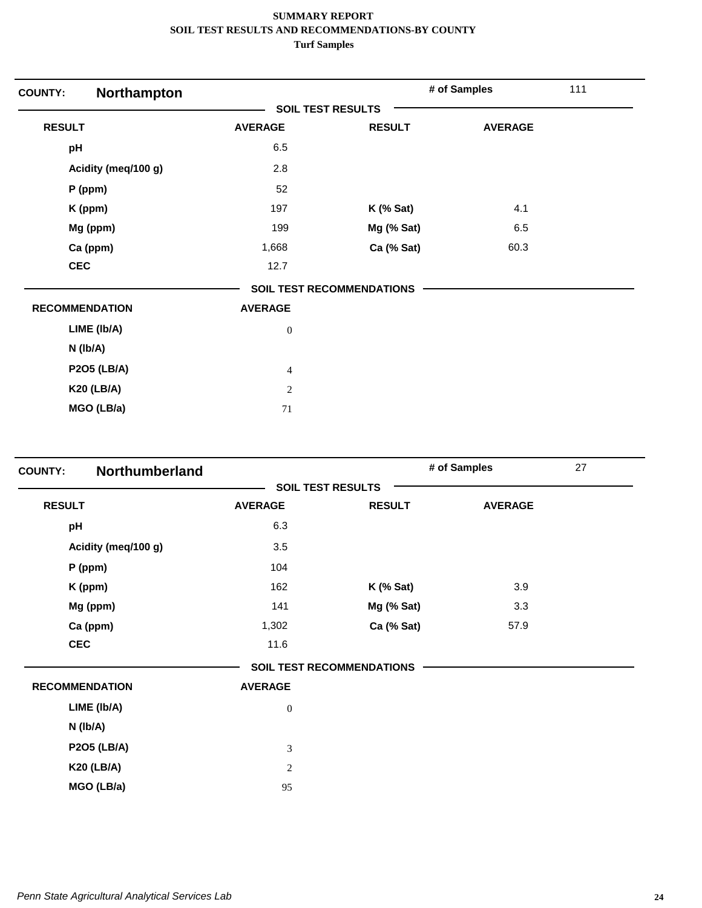**SUMMARY REPORT**
**SOIL TEST RESULTS AND RECOMMENDATIONS-BY COUNTY**
**Turf Samples**

## COUNTY: Northampton

**# of Samples:** 111

### SOIL TEST RESULTS

| RESULT | AVERAGE | RESULT | AVERAGE |
|---|---|---|---|
| pH | 6.5 | | |
| Acidity (meq/100 g) | 2.8 | | |
| P (ppm) | 52 | | |
| K (ppm) | 197 | K (% Sat) | 4.1 |
| Mg (ppm) | 199 | Mg (% Sat) | 6.5 |
| Ca (ppm) | 1,668 | Ca (% Sat) | 60.3 |
| CEC | 12.7 | | |

### SOIL TEST RECOMMENDATIONS

| RECOMMENDATION | AVERAGE |
|---|---|
| LIME (lb/A) | 0 |
| N (lb/A) | |
| P2O5 (LB/A) | 4 |
| K20 (LB/A) | 2 |
| MGO (LB/a) | 71 |

## COUNTY: Northumberland

**# of Samples:** 27

### SOIL TEST RESULTS

| RESULT | AVERAGE | RESULT | AVERAGE |
|---|---|---|---|
| pH | 6.3 | | |
| Acidity (meq/100 g) | 3.5 | | |
| P (ppm) | 104 | | |
| K (ppm) | 162 | K (% Sat) | 3.9 |
| Mg (ppm) | 141 | Mg (% Sat) | 3.3 |
| Ca (ppm) | 1,302 | Ca (% Sat) | 57.9 |
| CEC | 11.6 | | |

### SOIL TEST RECOMMENDATIONS

| RECOMMENDATION | AVERAGE |
|---|---|
| LIME (lb/A) | 0 |
| N (lb/A) | |
| P2O5 (LB/A) | 3 |
| K20 (LB/A) | 2 |
| MGO (LB/a) | 95 |

*Penn State Agricultural Analytical Services Lab*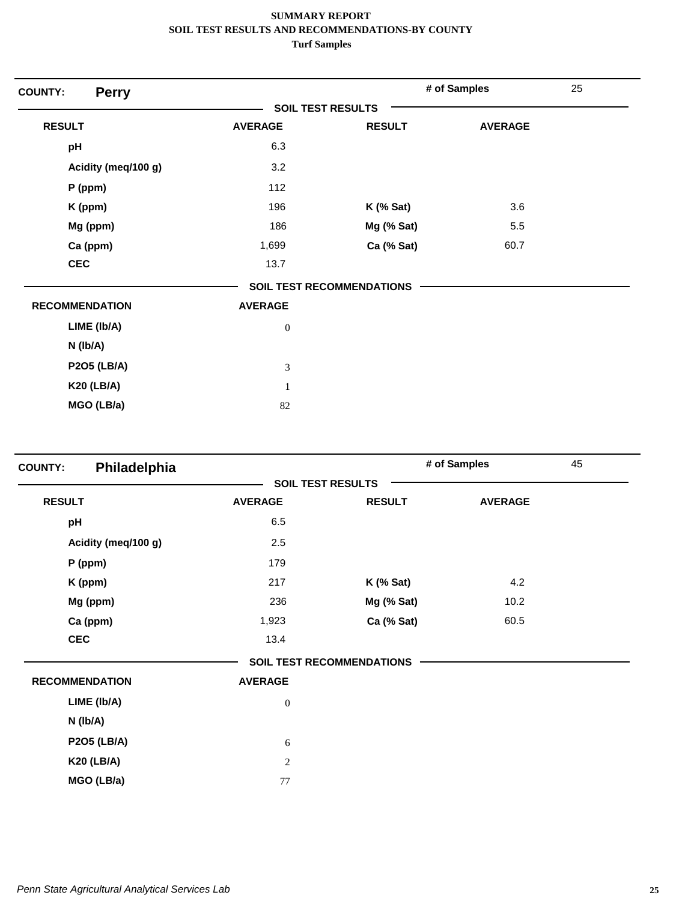**SUMMARY REPORT**
**SOIL TEST RESULTS AND RECOMMENDATIONS-BY COUNTY**
**Turf Samples**

**COUNTY:** **Perry** — **# of Samples** 25

**SOIL TEST RESULTS**

| RESULT | AVERAGE | RESULT | AVERAGE |
|---|---|---|---|
| pH | 6.3 | | |
| Acidity (meq/100 g) | 3.2 | | |
| P (ppm) | 112 | | |
| K (ppm) | 196 | K (% Sat) | 3.6 |
| Mg (ppm) | 186 | Mg (% Sat) | 5.5 |
| Ca (ppm) | 1,699 | Ca (% Sat) | 60.7 |
| CEC | 13.7 | | |

**SOIL TEST RECOMMENDATIONS**

| RECOMMENDATION | AVERAGE |
|---|---|
| LIME (lb/A) | 0 |
| N (lb/A) | |
| P2O5 (LB/A) | 3 |
| K20 (LB/A) | 1 |
| MGO (LB/a) | 82 |

**COUNTY:** **Philadelphia** — **# of Samples** 45

**SOIL TEST RESULTS**

| RESULT | AVERAGE | RESULT | AVERAGE |
|---|---|---|---|
| pH | 6.5 | | |
| Acidity (meq/100 g) | 2.5 | | |
| P (ppm) | 179 | | |
| K (ppm) | 217 | K (% Sat) | 4.2 |
| Mg (ppm) | 236 | Mg (% Sat) | 10.2 |
| Ca (ppm) | 1,923 | Ca (% Sat) | 60.5 |
| CEC | 13.4 | | |

**SOIL TEST RECOMMENDATIONS**

| RECOMMENDATION | AVERAGE |
|---|---|
| LIME (lb/A) | 0 |
| N (lb/A) | |
| P2O5 (LB/A) | 6 |
| K20 (LB/A) | 2 |
| MGO (LB/a) | 77 |

*Penn State Agricultural Analytical Services Lab*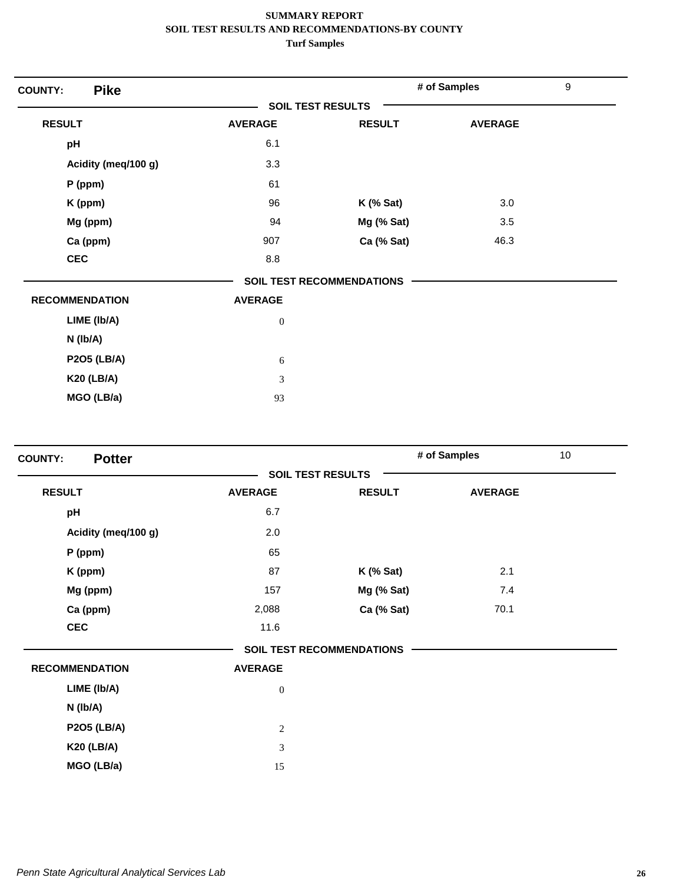# SUMMARY REPORT
## SOIL TEST RESULTS AND RECOMMENDATIONS-BY COUNTY
### Turf Samples

**COUNTY: Pike** — # of Samples: 9

**SOIL TEST RESULTS**

| RESULT | AVERAGE | RESULT | AVERAGE |
|---|---|---|---|
| pH | 6.1 | | |
| Acidity (meq/100 g) | 3.3 | | |
| P (ppm) | 61 | | |
| K (ppm) | 96 | K (% Sat) | 3.0 |
| Mg (ppm) | 94 | Mg (% Sat) | 3.5 |
| Ca (ppm) | 907 | Ca (% Sat) | 46.3 |
| CEC | 8.8 | | |

**SOIL TEST RECOMMENDATIONS**

| RECOMMENDATION | AVERAGE |
|---|---|
| LIME (lb/A) | 0 |
| N (lb/A) | |
| P2O5 (LB/A) | 6 |
| K20 (LB/A) | 3 |
| MGO (LB/a) | 93 |

**COUNTY: Potter** — # of Samples: 10

**SOIL TEST RESULTS**

| RESULT | AVERAGE | RESULT | AVERAGE |
|---|---|---|---|
| pH | 6.7 | | |
| Acidity (meq/100 g) | 2.0 | | |
| P (ppm) | 65 | | |
| K (ppm) | 87 | K (% Sat) | 2.1 |
| Mg (ppm) | 157 | Mg (% Sat) | 7.4 |
| Ca (ppm) | 2,088 | Ca (% Sat) | 70.1 |
| CEC | 11.6 | | |

**SOIL TEST RECOMMENDATIONS**

| RECOMMENDATION | AVERAGE |
|---|---|
| LIME (lb/A) | 0 |
| N (lb/A) | |
| P2O5 (LB/A) | 2 |
| K20 (LB/A) | 3 |
| MGO (LB/a) | 15 |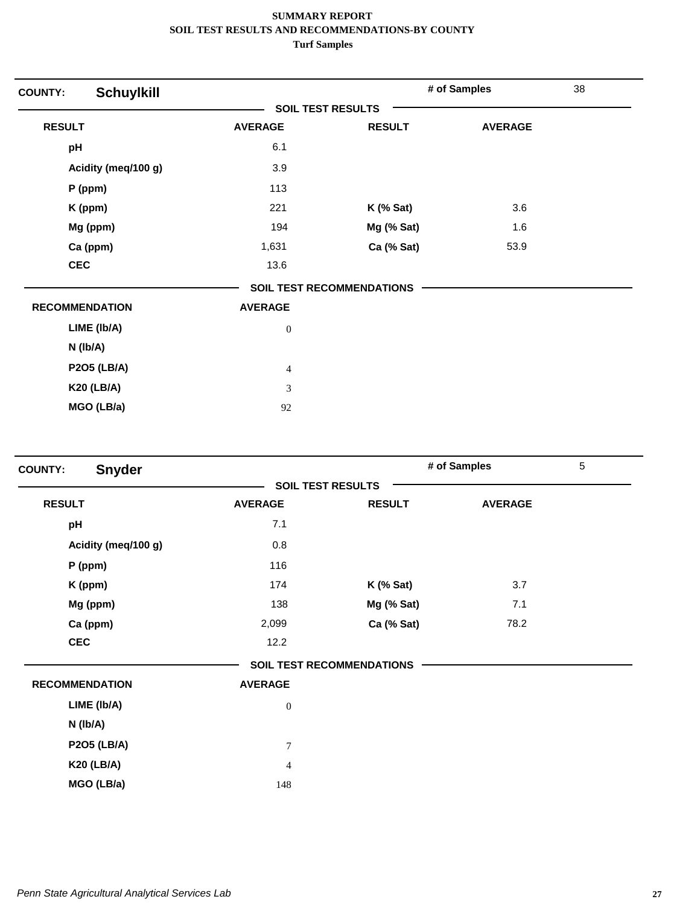**SUMMARY REPORT**
**SOIL TEST RESULTS AND RECOMMENDATIONS-BY COUNTY**
**Turf Samples**

## COUNTY: Schuylkill

**# of Samples** 38

**SOIL TEST RESULTS**

| RESULT | AVERAGE | RESULT | AVERAGE |
|---|---|---|---|
| pH | 6.1 | | |
| Acidity (meq/100 g) | 3.9 | | |
| P (ppm) | 113 | | |
| K (ppm) | 221 | K (% Sat) | 3.6 |
| Mg (ppm) | 194 | Mg (% Sat) | 1.6 |
| Ca (ppm) | 1,631 | Ca (% Sat) | 53.9 |
| CEC | 13.6 | | |

**SOIL TEST RECOMMENDATIONS**

| RECOMMENDATION | AVERAGE |
|---|---|
| LIME (lb/A) | 0 |
| N (lb/A) | |
| P2O5 (LB/A) | 4 |
| K20 (LB/A) | 3 |
| MGO (LB/a) | 92 |

## COUNTY: Snyder

**# of Samples** 5

**SOIL TEST RESULTS**

| RESULT | AVERAGE | RESULT | AVERAGE |
|---|---|---|---|
| pH | 7.1 | | |
| Acidity (meq/100 g) | 0.8 | | |
| P (ppm) | 116 | | |
| K (ppm) | 174 | K (% Sat) | 3.7 |
| Mg (ppm) | 138 | Mg (% Sat) | 7.1 |
| Ca (ppm) | 2,099 | Ca (% Sat) | 78.2 |
| CEC | 12.2 | | |

**SOIL TEST RECOMMENDATIONS**

| RECOMMENDATION | AVERAGE |
|---|---|
| LIME (lb/A) | 0 |
| N (lb/A) | |
| P2O5 (LB/A) | 7 |
| K20 (LB/A) | 4 |
| MGO (LB/a) | 148 |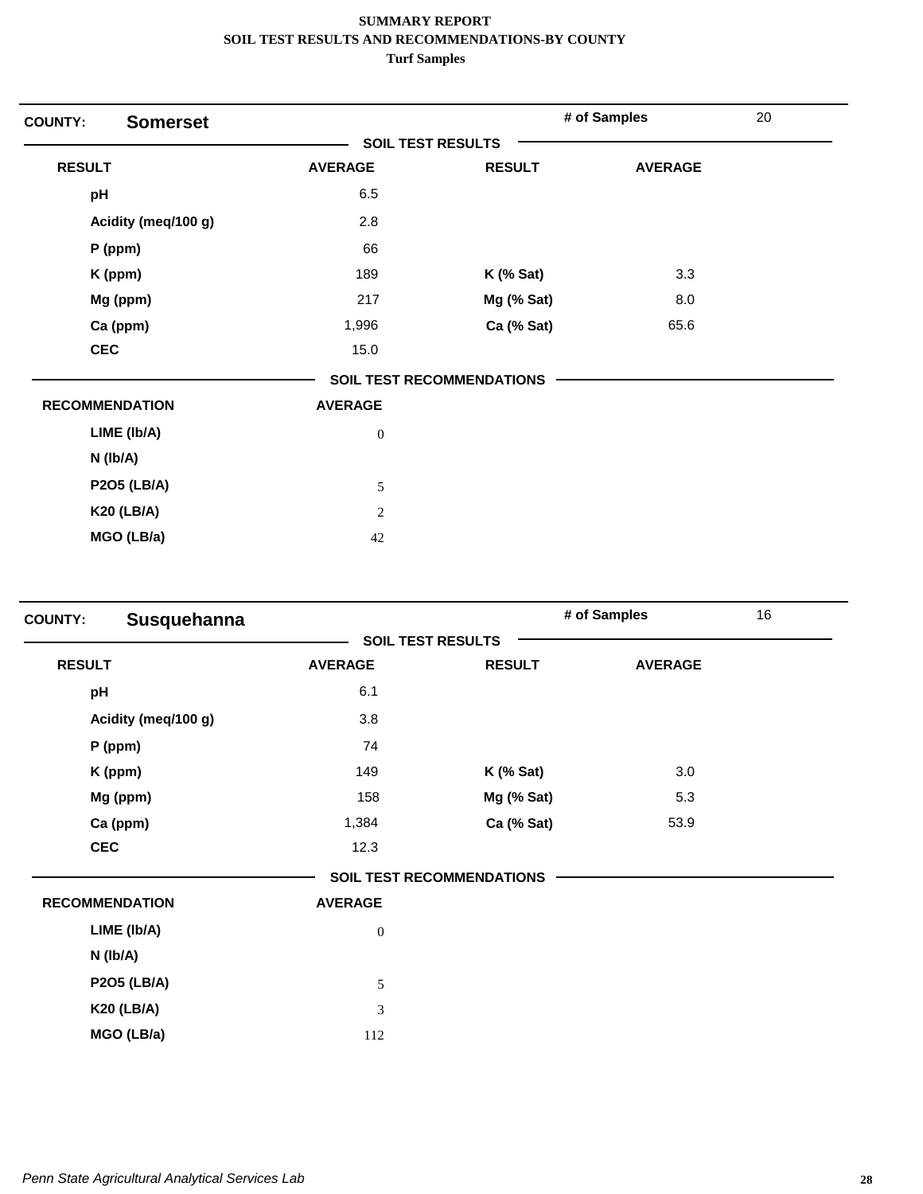**SUMMARY REPORT**
**SOIL TEST RESULTS AND RECOMMENDATIONS-BY COUNTY**
**Turf Samples**

**COUNTY:** **Somerset** | **# of Samples** 20

**SOIL TEST RESULTS**

| RESULT | AVERAGE | RESULT | AVERAGE |
|---|---|---|---|
| pH | 6.5 | | |
| Acidity (meq/100 g) | 2.8 | | |
| P (ppm) | 66 | | |
| K (ppm) | 189 | K (% Sat) | 3.3 |
| Mg (ppm) | 217 | Mg (% Sat) | 8.0 |
| Ca (ppm) | 1,996 | Ca (% Sat) | 65.6 |
| CEC | 15.0 | | |

**SOIL TEST RECOMMENDATIONS**

| RECOMMENDATION | AVERAGE |
|---|---|
| LIME (lb/A) | 0 |
| N (lb/A) | |
| P2O5 (LB/A) | 5 |
| K20 (LB/A) | 2 |
| MGO (LB/a) | 42 |

**COUNTY:** **Susquehanna** | **# of Samples** 16

**SOIL TEST RESULTS**

| RESULT | AVERAGE | RESULT | AVERAGE |
|---|---|---|---|
| pH | 6.1 | | |
| Acidity (meq/100 g) | 3.8 | | |
| P (ppm) | 74 | | |
| K (ppm) | 149 | K (% Sat) | 3.0 |
| Mg (ppm) | 158 | Mg (% Sat) | 5.3 |
| Ca (ppm) | 1,384 | Ca (% Sat) | 53.9 |
| CEC | 12.3 | | |

**SOIL TEST RECOMMENDATIONS**

| RECOMMENDATION | AVERAGE |
|---|---|
| LIME (lb/A) | 0 |
| N (lb/A) | |
| P2O5 (LB/A) | 5 |
| K20 (LB/A) | 3 |
| MGO (LB/a) | 112 |

*Penn State Agricultural Analytical Services Lab*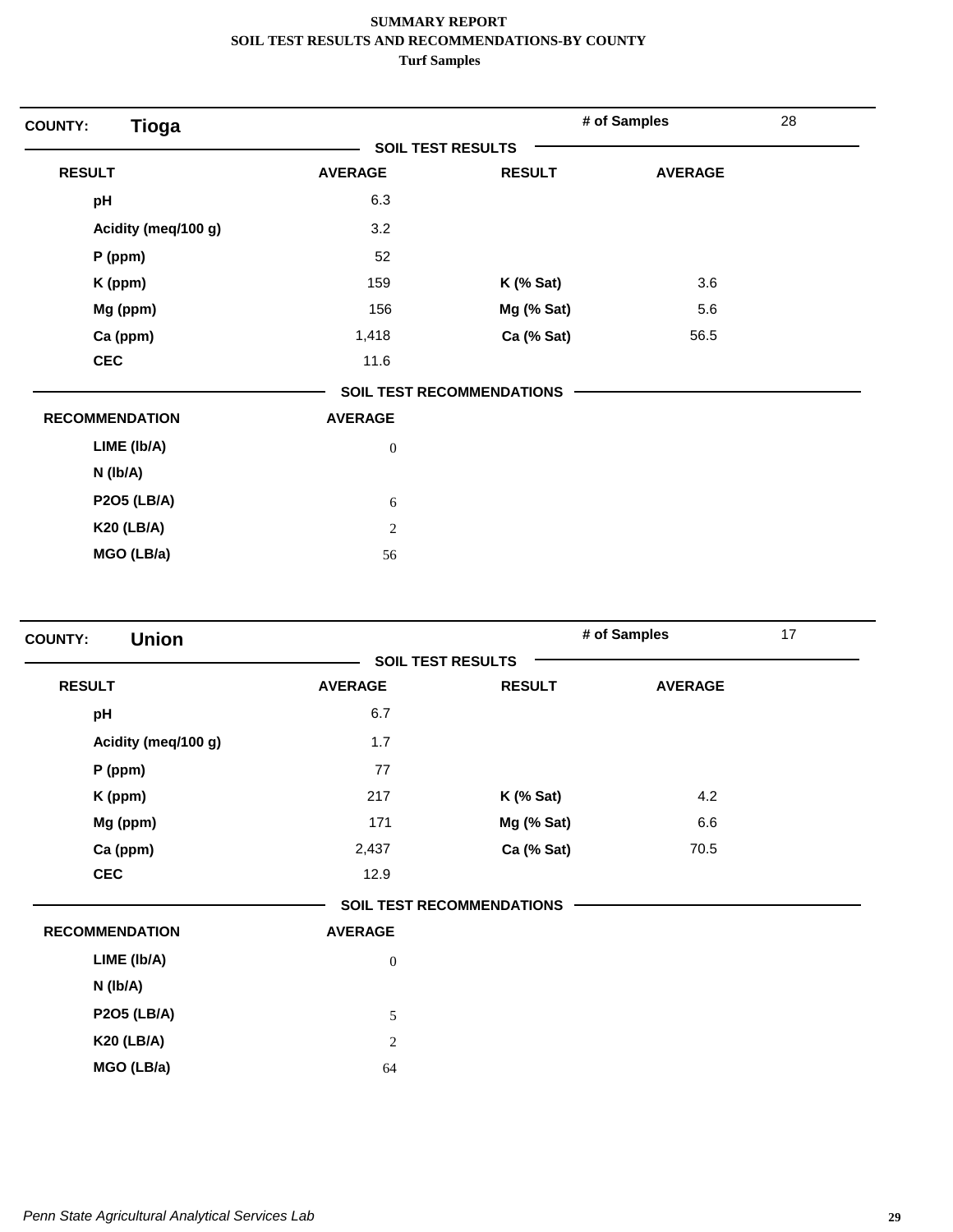**SUMMARY REPORT**
**SOIL TEST RESULTS AND RECOMMENDATIONS-BY COUNTY**
**Turf Samples**

## COUNTY: Tioga

**# of Samples:** 28

### SOIL TEST RESULTS

| RESULT | AVERAGE | RESULT | AVERAGE |
|---|---|---|---|
| pH | 6.3 | | |
| Acidity (meq/100 g) | 3.2 | | |
| P (ppm) | 52 | | |
| K (ppm) | 159 | K (% Sat) | 3.6 |
| Mg (ppm) | 156 | Mg (% Sat) | 5.6 |
| Ca (ppm) | 1,418 | Ca (% Sat) | 56.5 |
| CEC | 11.6 | | |

### SOIL TEST RECOMMENDATIONS

| RECOMMENDATION | AVERAGE |
|---|---|
| LIME (lb/A) | 0 |
| N (lb/A) | |
| P2O5 (LB/A) | 6 |
| K20 (LB/A) | 2 |
| MGO (LB/a) | 56 |

## COUNTY: Union

**# of Samples:** 17

### SOIL TEST RESULTS

| RESULT | AVERAGE | RESULT | AVERAGE |
|---|---|---|---|
| pH | 6.7 | | |
| Acidity (meq/100 g) | 1.7 | | |
| P (ppm) | 77 | | |
| K (ppm) | 217 | K (% Sat) | 4.2 |
| Mg (ppm) | 171 | Mg (% Sat) | 6.6 |
| Ca (ppm) | 2,437 | Ca (% Sat) | 70.5 |
| CEC | 12.9 | | |

### SOIL TEST RECOMMENDATIONS

| RECOMMENDATION | AVERAGE |
|---|---|
| LIME (lb/A) | 0 |
| N (lb/A) | |
| P2O5 (LB/A) | 5 |
| K20 (LB/A) | 2 |
| MGO (LB/a) | 64 |

*Penn State Agricultural Analytical Services Lab*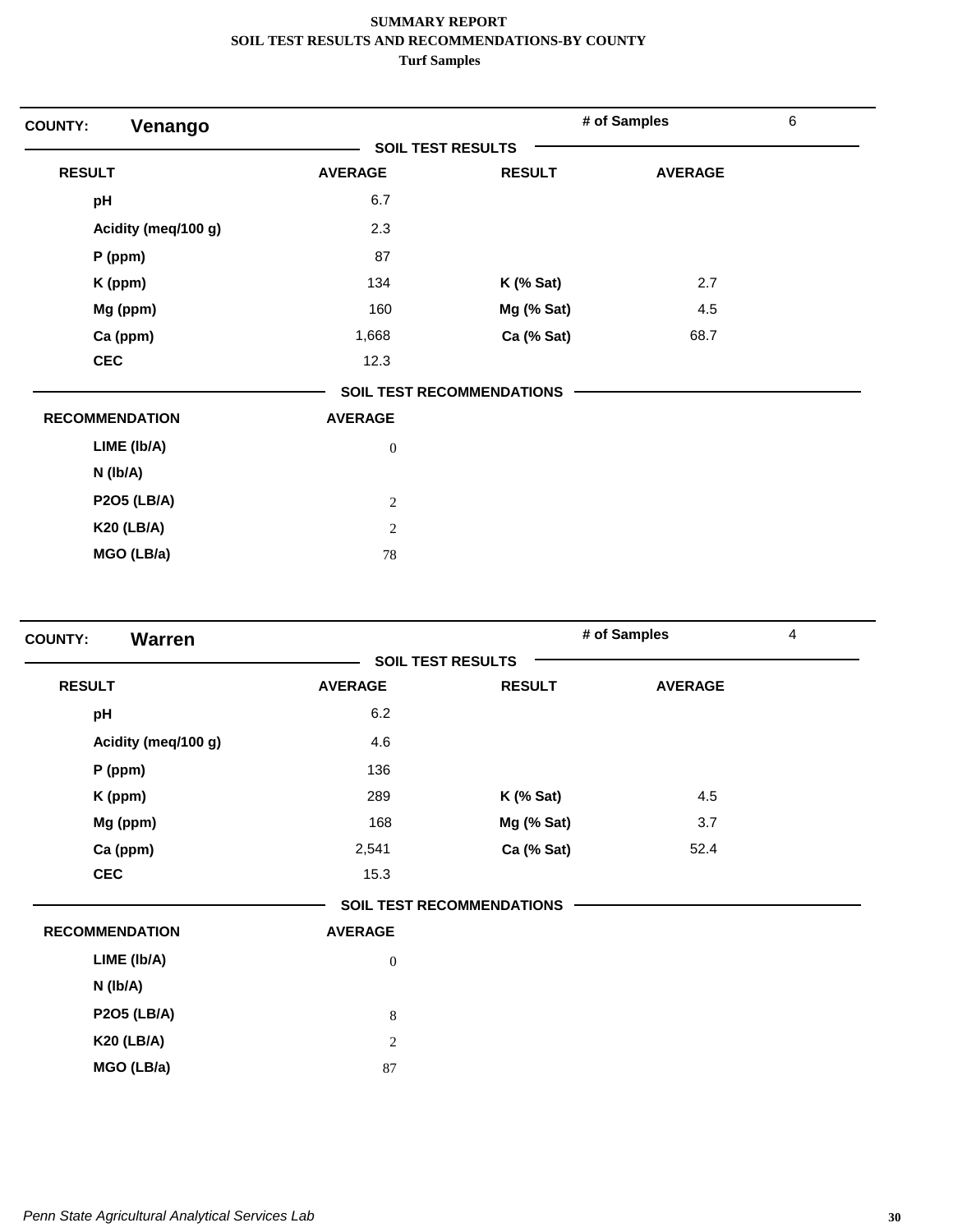**SUMMARY REPORT**
**SOIL TEST RESULTS AND RECOMMENDATIONS-BY COUNTY**
**Turf Samples**

## COUNTY: Venango

**# of Samples:** 6

### SOIL TEST RESULTS

| RESULT | AVERAGE | RESULT | AVERAGE |
|---|---|---|---|
| pH | 6.7 | | |
| Acidity (meq/100 g) | 2.3 | | |
| P (ppm) | 87 | | |
| K (ppm) | 134 | K (% Sat) | 2.7 |
| Mg (ppm) | 160 | Mg (% Sat) | 4.5 |
| Ca (ppm) | 1,668 | Ca (% Sat) | 68.7 |
| CEC | 12.3 | | |

### SOIL TEST RECOMMENDATIONS

| RECOMMENDATION | AVERAGE |
|---|---|
| LIME (lb/A) | 0 |
| N (lb/A) | |
| P2O5 (LB/A) | 2 |
| K20 (LB/A) | 2 |
| MGO (LB/a) | 78 |

## COUNTY: Warren

**# of Samples:** 4

### SOIL TEST RESULTS

| RESULT | AVERAGE | RESULT | AVERAGE |
|---|---|---|---|
| pH | 6.2 | | |
| Acidity (meq/100 g) | 4.6 | | |
| P (ppm) | 136 | | |
| K (ppm) | 289 | K (% Sat) | 4.5 |
| Mg (ppm) | 168 | Mg (% Sat) | 3.7 |
| Ca (ppm) | 2,541 | Ca (% Sat) | 52.4 |
| CEC | 15.3 | | |

### SOIL TEST RECOMMENDATIONS

| RECOMMENDATION | AVERAGE |
|---|---|
| LIME (lb/A) | 0 |
| N (lb/A) | |
| P2O5 (LB/A) | 8 |
| K20 (LB/A) | 2 |
| MGO (LB/a) | 87 |

*Penn State Agricultural Analytical Services Lab*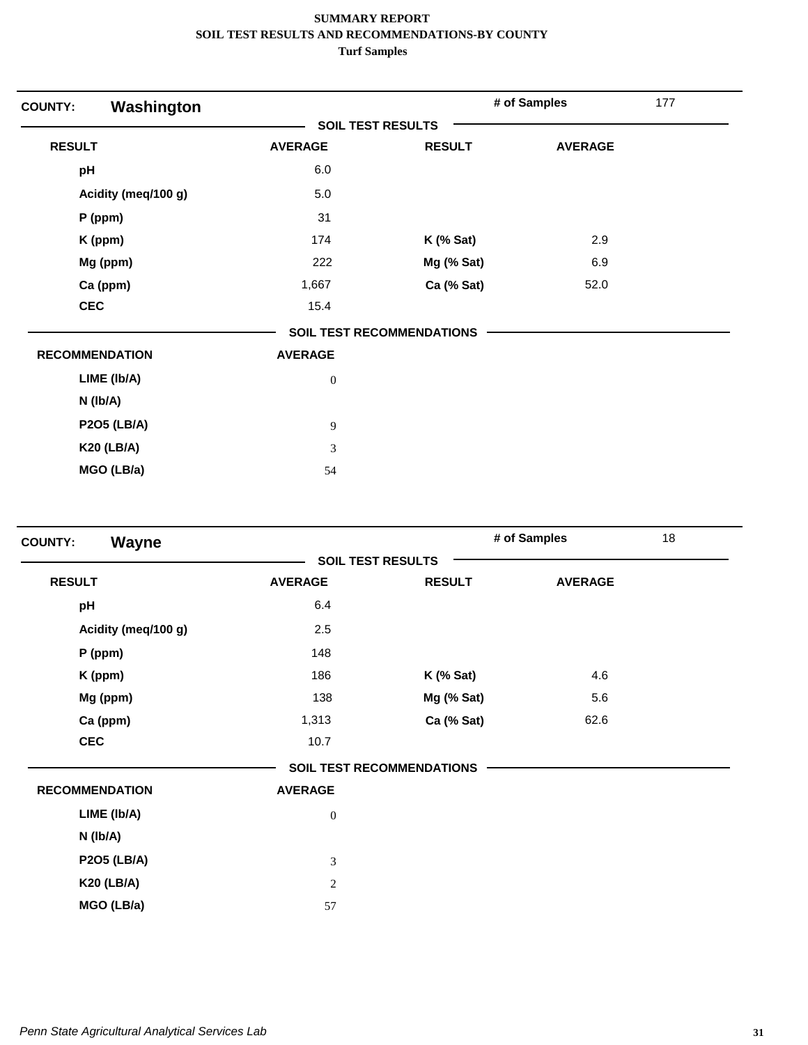**SUMMARY REPORT**
**SOIL TEST RESULTS AND RECOMMENDATIONS-BY COUNTY**
**Turf Samples**

## COUNTY: Washington

**# of Samples:** 177

### SOIL TEST RESULTS

| RESULT | AVERAGE | RESULT | AVERAGE |
|---|---|---|---|
| pH | 6.0 | | |
| Acidity (meq/100 g) | 5.0 | | |
| P (ppm) | 31 | | |
| K (ppm) | 174 | K (% Sat) | 2.9 |
| Mg (ppm) | 222 | Mg (% Sat) | 6.9 |
| Ca (ppm) | 1,667 | Ca (% Sat) | 52.0 |
| CEC | 15.4 | | |

### SOIL TEST RECOMMENDATIONS

| RECOMMENDATION | AVERAGE |
|---|---|
| LIME (lb/A) | 0 |
| N (lb/A) | |
| P2O5 (LB/A) | 9 |
| K20 (LB/A) | 3 |
| MGO (LB/a) | 54 |

## COUNTY: Wayne

**# of Samples:** 18

### SOIL TEST RESULTS

| RESULT | AVERAGE | RESULT | AVERAGE |
|---|---|---|---|
| pH | 6.4 | | |
| Acidity (meq/100 g) | 2.5 | | |
| P (ppm) | 148 | | |
| K (ppm) | 186 | K (% Sat) | 4.6 |
| Mg (ppm) | 138 | Mg (% Sat) | 5.6 |
| Ca (ppm) | 1,313 | Ca (% Sat) | 62.6 |
| CEC | 10.7 | | |

### SOIL TEST RECOMMENDATIONS

| RECOMMENDATION | AVERAGE |
|---|---|
| LIME (lb/A) | 0 |
| N (lb/A) | |
| P2O5 (LB/A) | 3 |
| K20 (LB/A) | 2 |
| MGO (LB/a) | 57 |

*Penn State Agricultural Analytical Services Lab*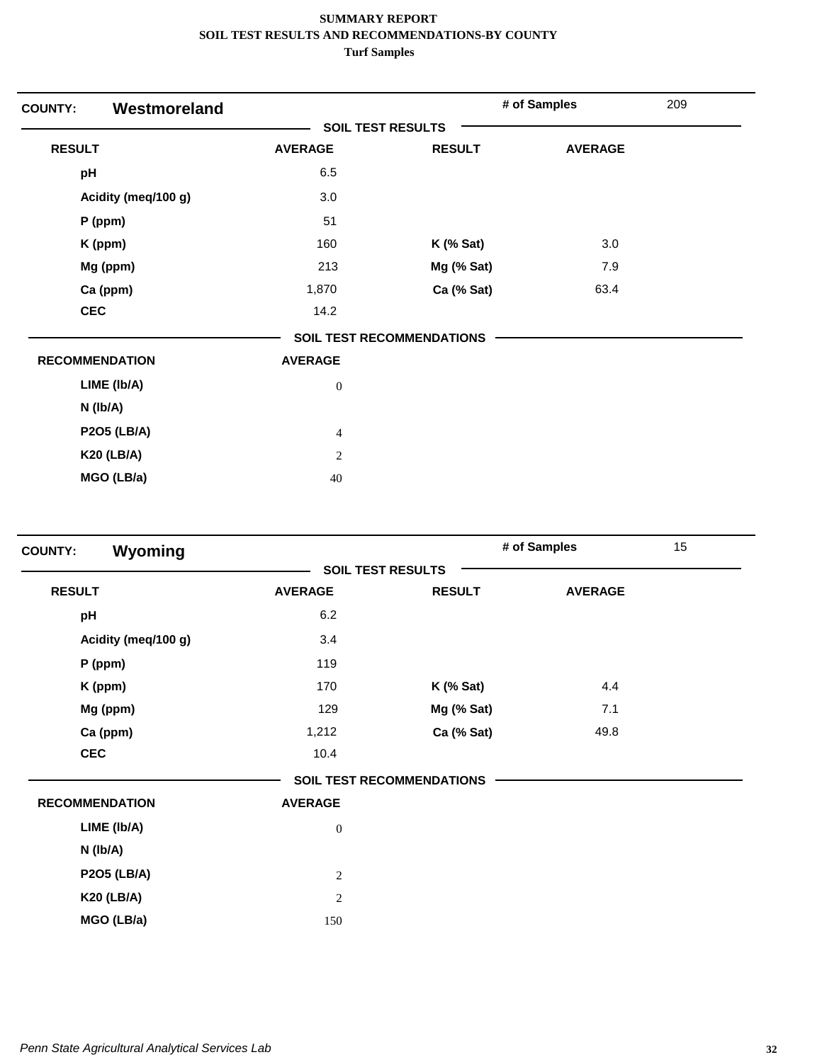**SUMMARY REPORT**
**SOIL TEST RESULTS AND RECOMMENDATIONS-BY COUNTY**
**Turf Samples**

**COUNTY:** **Westmoreland** — **# of Samples** 209

**SOIL TEST RESULTS**

| RESULT | AVERAGE | RESULT | AVERAGE |
|---|---|---|---|
| pH | 6.5 | | |
| Acidity (meq/100 g) | 3.0 | | |
| P (ppm) | 51 | | |
| K (ppm) | 160 | K (% Sat) | 3.0 |
| Mg (ppm) | 213 | Mg (% Sat) | 7.9 |
| Ca (ppm) | 1,870 | Ca (% Sat) | 63.4 |
| CEC | 14.2 | | |

**SOIL TEST RECOMMENDATIONS**

| RECOMMENDATION | AVERAGE |
|---|---|
| LIME (lb/A) | 0 |
| N (lb/A) | |
| P2O5 (LB/A) | 4 |
| K20 (LB/A) | 2 |
| MGO (LB/a) | 40 |

**COUNTY:** **Wyoming** — **# of Samples** 15

**SOIL TEST RESULTS**

| RESULT | AVERAGE | RESULT | AVERAGE |
|---|---|---|---|
| pH | 6.2 | | |
| Acidity (meq/100 g) | 3.4 | | |
| P (ppm) | 119 | | |
| K (ppm) | 170 | K (% Sat) | 4.4 |
| Mg (ppm) | 129 | Mg (% Sat) | 7.1 |
| Ca (ppm) | 1,212 | Ca (% Sat) | 49.8 |
| CEC | 10.4 | | |

**SOIL TEST RECOMMENDATIONS**

| RECOMMENDATION | AVERAGE |
|---|---|
| LIME (lb/A) | 0 |
| N (lb/A) | |
| P2O5 (LB/A) | 2 |
| K20 (LB/A) | 2 |
| MGO (LB/a) | 150 |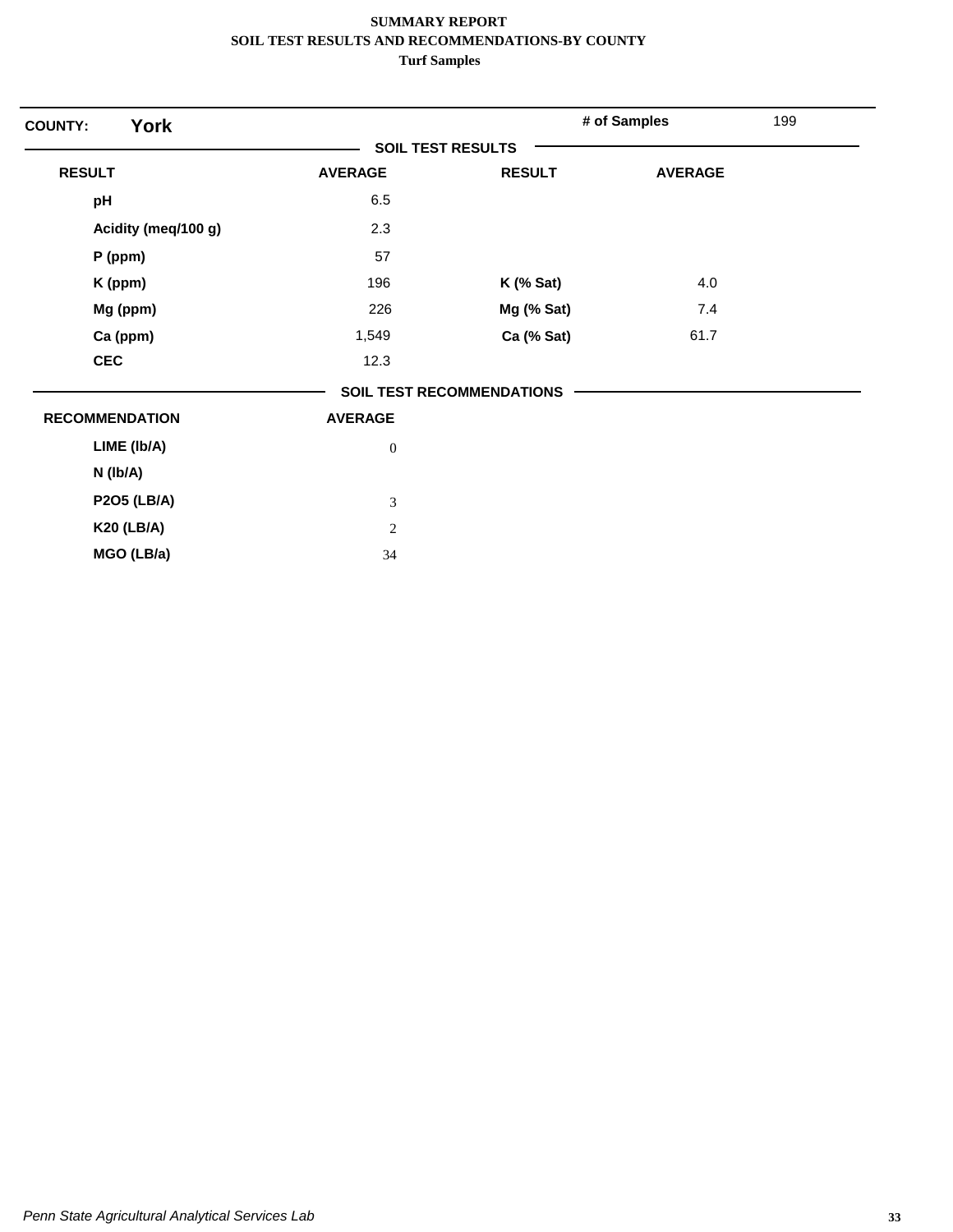**SUMMARY REPORT**
**SOIL TEST RESULTS AND RECOMMENDATIONS-BY COUNTY**
**Turf Samples**

**COUNTY:** **York** | **# of Samples** 199

**SOIL TEST RESULTS**

| RESULT | AVERAGE | RESULT | AVERAGE |
|---|---|---|---|
| pH | 6.5 | | |
| Acidity (meq/100 g) | 2.3 | | |
| P (ppm) | 57 | | |
| K (ppm) | 196 | K (% Sat) | 4.0 |
| Mg (ppm) | 226 | Mg (% Sat) | 7.4 |
| Ca (ppm) | 1,549 | Ca (% Sat) | 61.7 |
| CEC | 12.3 | | |

**SOIL TEST RECOMMENDATIONS**

| RECOMMENDATION | AVERAGE |
|---|---|
| LIME (lb/A) | 0 |
| N (lb/A) | |
| P2O5 (LB/A) | 3 |
| K20 (LB/A) | 2 |
| MGO (LB/a) | 34 |

*Penn State Agricultural Analytical Services Lab*